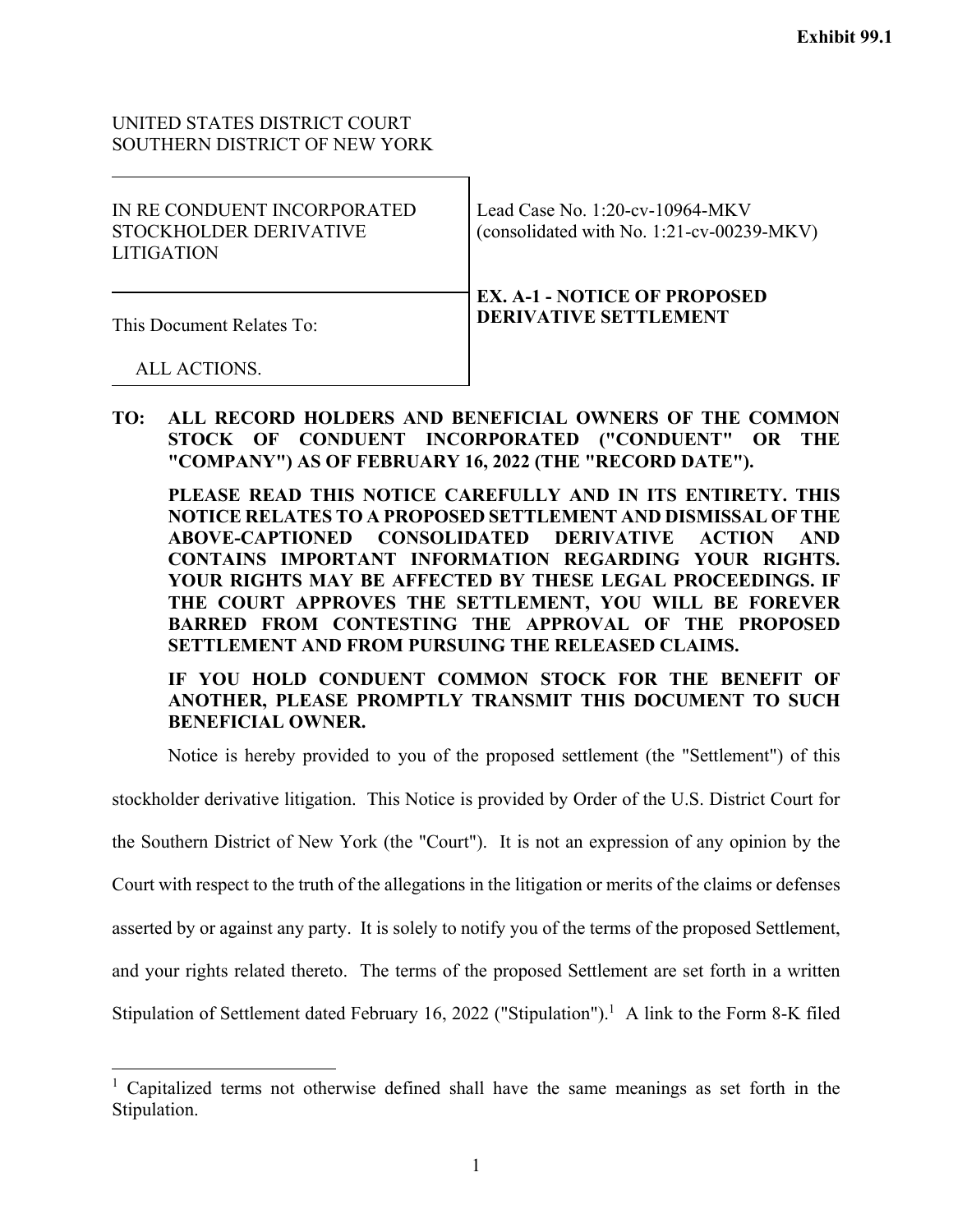Exhibit 99.1

UNITED STATES DISTRICT COURT
SOUTHERN DISTRICT OF NEW YORK

| | |
|---|---|
| IN RE CONDUENT INCORPORATED STOCKHOLDER DERIVATIVE LITIGATION | Lead Case No. 1:20-cv-10964-MKV (consolidated with No. 1:21-cv-00239-MKV) |
| This Document Relates To:<br><br>ALL ACTIONS. | **EX. A-1 - NOTICE OF PROPOSED DERIVATIVE SETTLEMENT** |

**TO: ALL RECORD HOLDERS AND BENEFICIAL OWNERS OF THE COMMON STOCK OF CONDUENT INCORPORATED ("CONDUENT" OR THE "COMPANY") AS OF FEBRUARY 16, 2022 (THE "RECORD DATE").**

**PLEASE READ THIS NOTICE CAREFULLY AND IN ITS ENTIRETY. THIS NOTICE RELATES TO A PROPOSED SETTLEMENT AND DISMISSAL OF THE ABOVE-CAPTIONED CONSOLIDATED DERIVATIVE ACTION AND CONTAINS IMPORTANT INFORMATION REGARDING YOUR RIGHTS. YOUR RIGHTS MAY BE AFFECTED BY THESE LEGAL PROCEEDINGS. IF THE COURT APPROVES THE SETTLEMENT, YOU WILL BE FOREVER BARRED FROM CONTESTING THE APPROVAL OF THE PROPOSED SETTLEMENT AND FROM PURSUING THE RELEASED CLAIMS.**

**IF YOU HOLD CONDUENT COMMON STOCK FOR THE BENEFIT OF ANOTHER, PLEASE PROMPTLY TRANSMIT THIS DOCUMENT TO SUCH BENEFICIAL OWNER.**

Notice is hereby provided to you of the proposed settlement (the "Settlement") of this stockholder derivative litigation. This Notice is provided by Order of the U.S. District Court for the Southern District of New York (the "Court"). It is not an expression of any opinion by the Court with respect to the truth of the allegations in the litigation or merits of the claims or defenses asserted by or against any party. It is solely to notify you of the terms of the proposed Settlement, and your rights related thereto. The terms of the proposed Settlement are set forth in a written Stipulation of Settlement dated February 16, 2022 ("Stipulation").[1] A link to the Form 8-K filed

[1] Capitalized terms not otherwise defined shall have the same meanings as set forth in the Stipulation.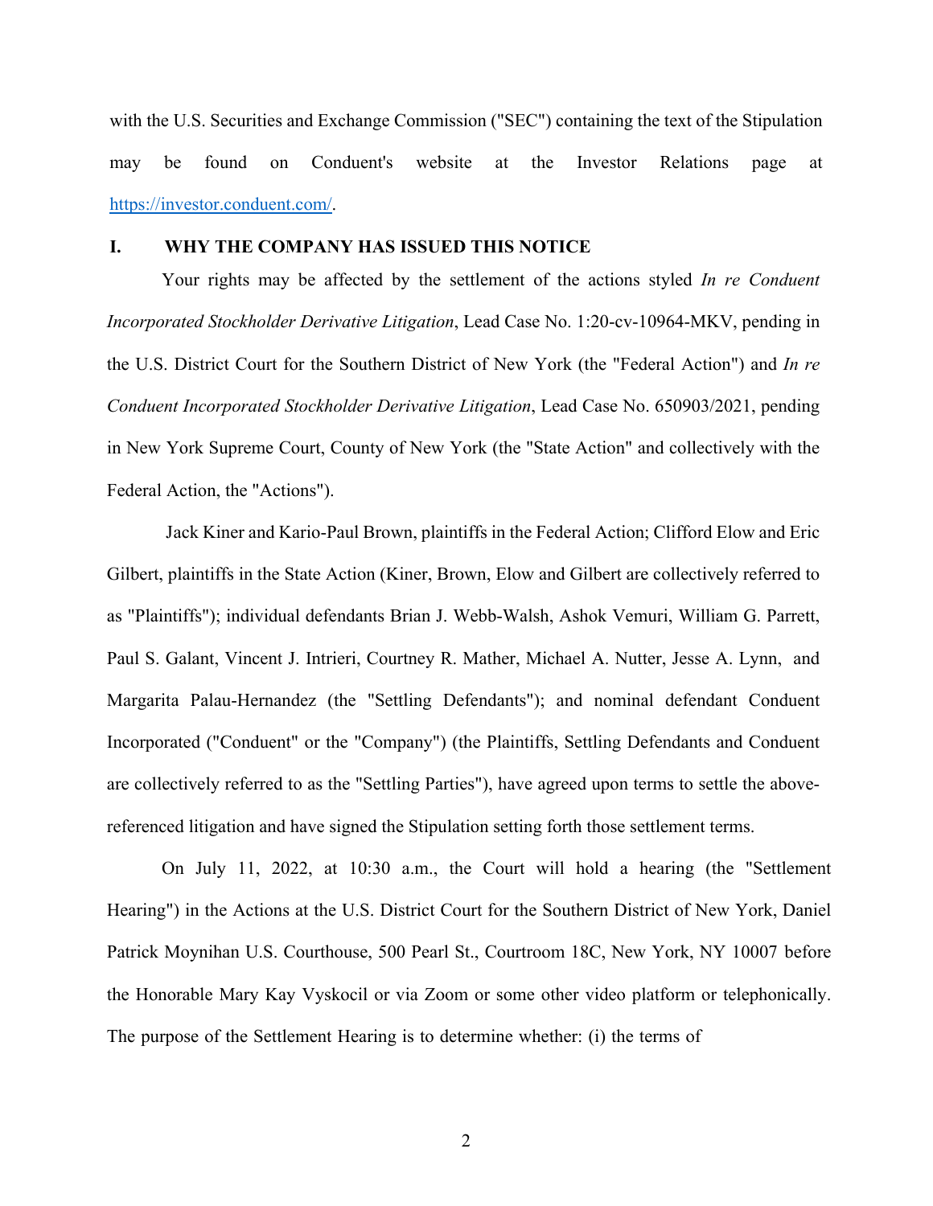with the U.S. Securities and Exchange Commission ("SEC") containing the text of the Stipulation may be found on Conduent's website at the Investor Relations page at https://investor.conduent.com/.

## I. WHY THE COMPANY HAS ISSUED THIS NOTICE

Your rights may be affected by the settlement of the actions styled *In re Conduent Incorporated Stockholder Derivative Litigation*, Lead Case No. 1:20-cv-10964-MKV, pending in the U.S. District Court for the Southern District of New York (the "Federal Action") and *In re Conduent Incorporated Stockholder Derivative Litigation*, Lead Case No. 650903/2021, pending in New York Supreme Court, County of New York (the "State Action" and collectively with the Federal Action, the "Actions").

Jack Kiner and Kario-Paul Brown, plaintiffs in the Federal Action; Clifford Elow and Eric Gilbert, plaintiffs in the State Action (Kiner, Brown, Elow and Gilbert are collectively referred to as "Plaintiffs"); individual defendants Brian J. Webb-Walsh, Ashok Vemuri, William G. Parrett, Paul S. Galant, Vincent J. Intrieri, Courtney R. Mather, Michael A. Nutter, Jesse A. Lynn, and Margarita Palau-Hernandez (the "Settling Defendants"); and nominal defendant Conduent Incorporated ("Conduent" or the "Company") (the Plaintiffs, Settling Defendants and Conduent are collectively referred to as the "Settling Parties"), have agreed upon terms to settle the above-referenced litigation and have signed the Stipulation setting forth those settlement terms.

On July 11, 2022, at 10:30 a.m., the Court will hold a hearing (the "Settlement Hearing") in the Actions at the U.S. District Court for the Southern District of New York, Daniel Patrick Moynihan U.S. Courthouse, 500 Pearl St., Courtroom 18C, New York, NY 10007 before the Honorable Mary Kay Vyskocil or via Zoom or some other video platform or telephonically. The purpose of the Settlement Hearing is to determine whether: (i) the terms of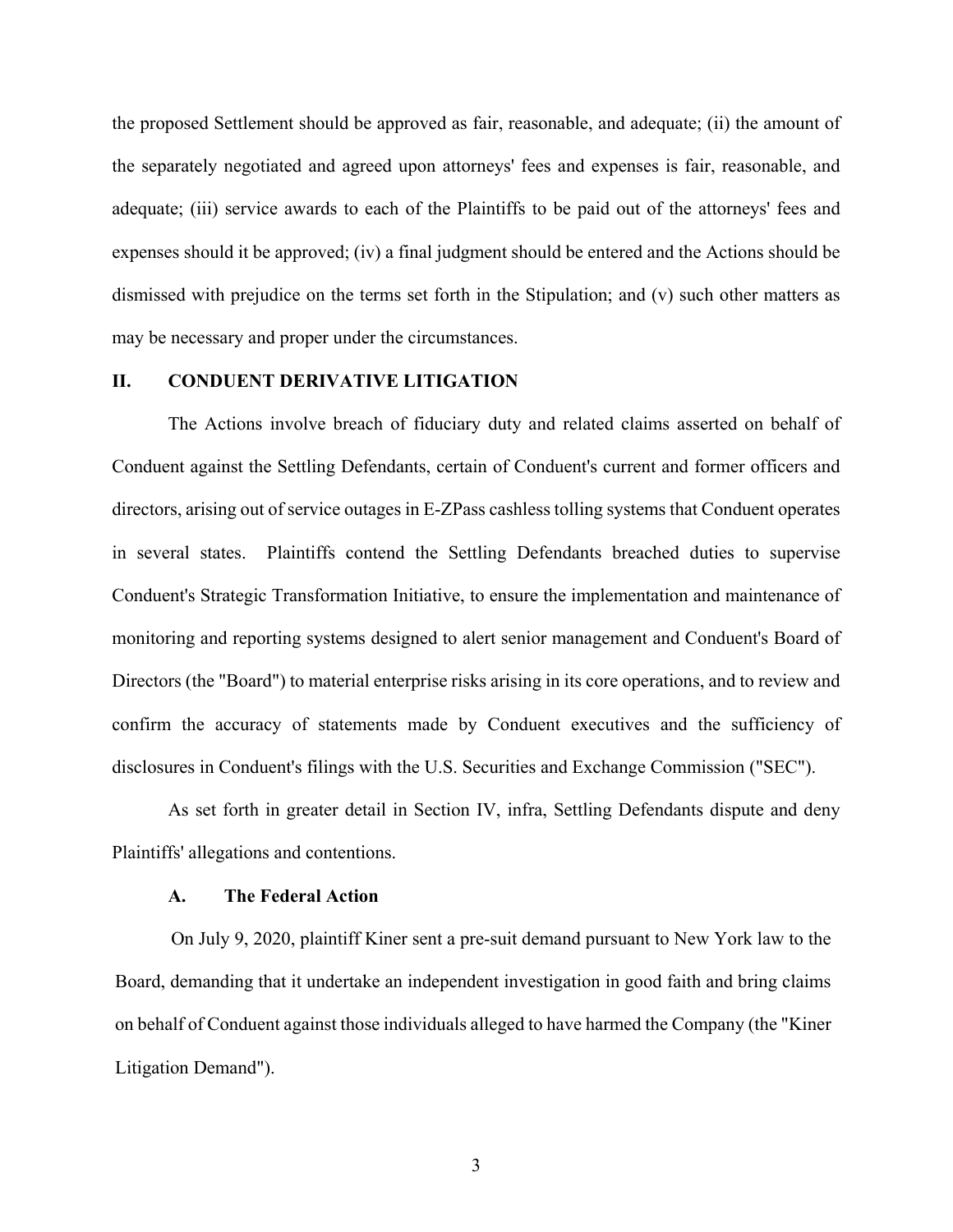the proposed Settlement should be approved as fair, reasonable, and adequate; (ii) the amount of the separately negotiated and agreed upon attorneys' fees and expenses is fair, reasonable, and adequate; (iii) service awards to each of the Plaintiffs to be paid out of the attorneys' fees and expenses should it be approved; (iv) a final judgment should be entered and the Actions should be dismissed with prejudice on the terms set forth in the Stipulation; and (v) such other matters as may be necessary and proper under the circumstances.

## II. CONDUENT DERIVATIVE LITIGATION

The Actions involve breach of fiduciary duty and related claims asserted on behalf of Conduent against the Settling Defendants, certain of Conduent's current and former officers and directors, arising out of service outages in E-ZPass cashless tolling systems that Conduent operates in several states. Plaintiffs contend the Settling Defendants breached duties to supervise Conduent's Strategic Transformation Initiative, to ensure the implementation and maintenance of monitoring and reporting systems designed to alert senior management and Conduent's Board of Directors (the "Board") to material enterprise risks arising in its core operations, and to review and confirm the accuracy of statements made by Conduent executives and the sufficiency of disclosures in Conduent's filings with the U.S. Securities and Exchange Commission ("SEC").

As set forth in greater detail in Section IV, infra, Settling Defendants dispute and deny Plaintiffs' allegations and contentions.

### A. The Federal Action

On July 9, 2020, plaintiff Kiner sent a pre-suit demand pursuant to New York law to the Board, demanding that it undertake an independent investigation in good faith and bring claims on behalf of Conduent against those individuals alleged to have harmed the Company (the "Kiner Litigation Demand").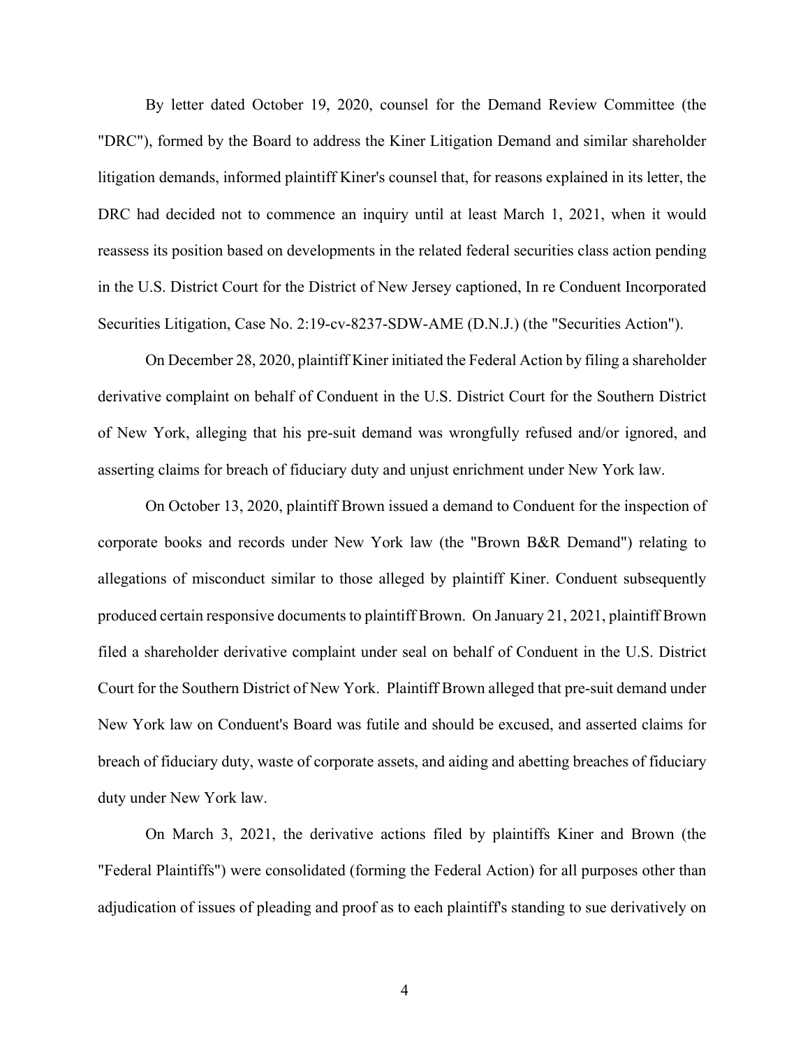By letter dated October 19, 2020, counsel for the Demand Review Committee (the "DRC"), formed by the Board to address the Kiner Litigation Demand and similar shareholder litigation demands, informed plaintiff Kiner's counsel that, for reasons explained in its letter, the DRC had decided not to commence an inquiry until at least March 1, 2021, when it would reassess its position based on developments in the related federal securities class action pending in the U.S. District Court for the District of New Jersey captioned, In re Conduent Incorporated Securities Litigation, Case No. 2:19-cv-8237-SDW-AME (D.N.J.) (the "Securities Action").

On December 28, 2020, plaintiff Kiner initiated the Federal Action by filing a shareholder derivative complaint on behalf of Conduent in the U.S. District Court for the Southern District of New York, alleging that his pre-suit demand was wrongfully refused and/or ignored, and asserting claims for breach of fiduciary duty and unjust enrichment under New York law.

On October 13, 2020, plaintiff Brown issued a demand to Conduent for the inspection of corporate books and records under New York law (the "Brown B&R Demand") relating to allegations of misconduct similar to those alleged by plaintiff Kiner. Conduent subsequently produced certain responsive documents to plaintiff Brown. On January 21, 2021, plaintiff Brown filed a shareholder derivative complaint under seal on behalf of Conduent in the U.S. District Court for the Southern District of New York. Plaintiff Brown alleged that pre-suit demand under New York law on Conduent's Board was futile and should be excused, and asserted claims for breach of fiduciary duty, waste of corporate assets, and aiding and abetting breaches of fiduciary duty under New York law.

On March 3, 2021, the derivative actions filed by plaintiffs Kiner and Brown (the "Federal Plaintiffs") were consolidated (forming the Federal Action) for all purposes other than adjudication of issues of pleading and proof as to each plaintiff's standing to sue derivatively on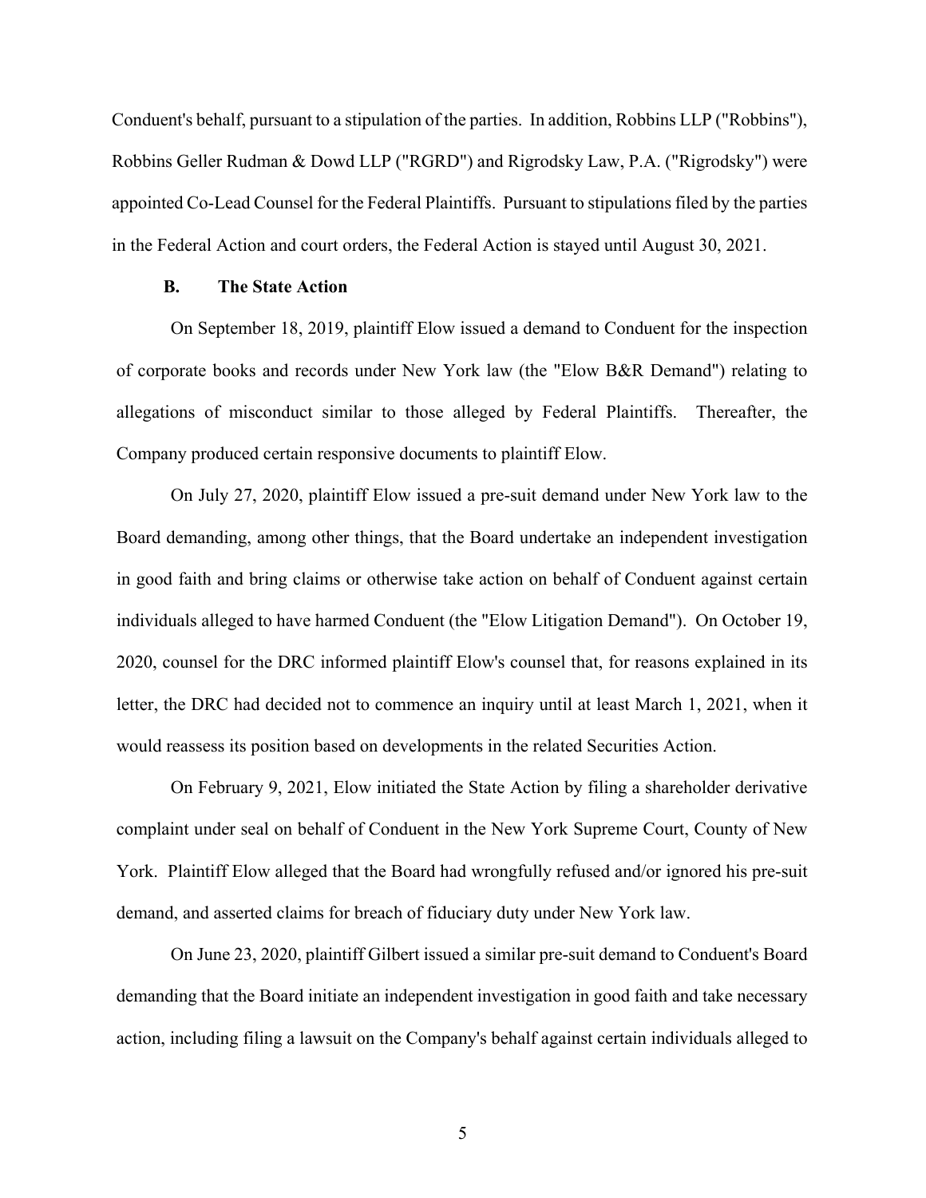Conduent's behalf, pursuant to a stipulation of the parties. In addition, Robbins LLP ("Robbins"), Robbins Geller Rudman & Dowd LLP ("RGRD") and Rigrodsky Law, P.A. ("Rigrodsky") were appointed Co-Lead Counsel for the Federal Plaintiffs. Pursuant to stipulations filed by the parties in the Federal Action and court orders, the Federal Action is stayed until August 30, 2021.

### B. The State Action

On September 18, 2019, plaintiff Elow issued a demand to Conduent for the inspection of corporate books and records under New York law (the "Elow B&R Demand") relating to allegations of misconduct similar to those alleged by Federal Plaintiffs. Thereafter, the Company produced certain responsive documents to plaintiff Elow.

On July 27, 2020, plaintiff Elow issued a pre-suit demand under New York law to the Board demanding, among other things, that the Board undertake an independent investigation in good faith and bring claims or otherwise take action on behalf of Conduent against certain individuals alleged to have harmed Conduent (the "Elow Litigation Demand"). On October 19, 2020, counsel for the DRC informed plaintiff Elow's counsel that, for reasons explained in its letter, the DRC had decided not to commence an inquiry until at least March 1, 2021, when it would reassess its position based on developments in the related Securities Action.

On February 9, 2021, Elow initiated the State Action by filing a shareholder derivative complaint under seal on behalf of Conduent in the New York Supreme Court, County of New York. Plaintiff Elow alleged that the Board had wrongfully refused and/or ignored his pre-suit demand, and asserted claims for breach of fiduciary duty under New York law.

On June 23, 2020, plaintiff Gilbert issued a similar pre-suit demand to Conduent's Board demanding that the Board initiate an independent investigation in good faith and take necessary action, including filing a lawsuit on the Company's behalf against certain individuals alleged to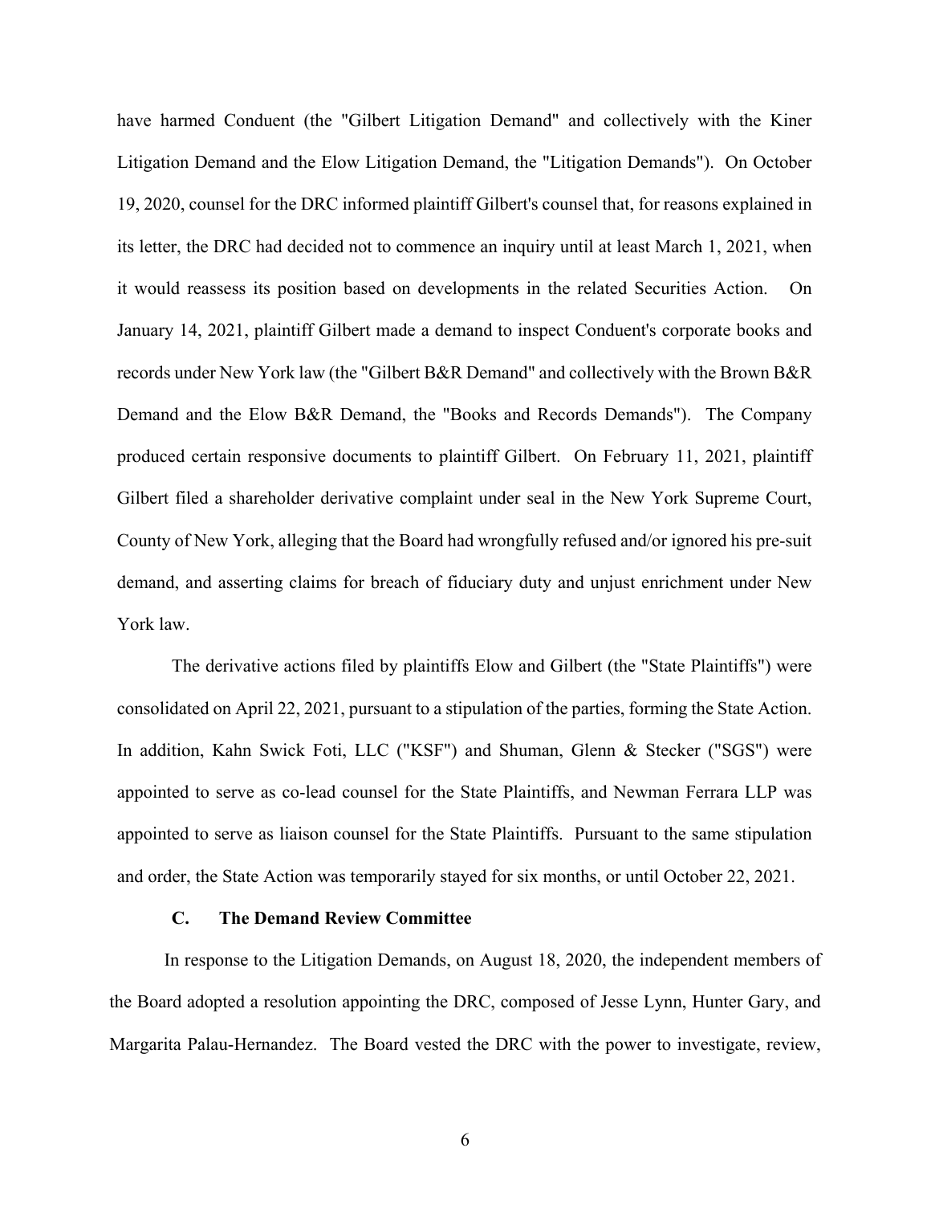have harmed Conduent (the "Gilbert Litigation Demand" and collectively with the Kiner Litigation Demand and the Elow Litigation Demand, the "Litigation Demands"). On October 19, 2020, counsel for the DRC informed plaintiff Gilbert's counsel that, for reasons explained in its letter, the DRC had decided not to commence an inquiry until at least March 1, 2021, when it would reassess its position based on developments in the related Securities Action. On January 14, 2021, plaintiff Gilbert made a demand to inspect Conduent's corporate books and records under New York law (the "Gilbert B&R Demand" and collectively with the Brown B&R Demand and the Elow B&R Demand, the "Books and Records Demands"). The Company produced certain responsive documents to plaintiff Gilbert. On February 11, 2021, plaintiff Gilbert filed a shareholder derivative complaint under seal in the New York Supreme Court, County of New York, alleging that the Board had wrongfully refused and/or ignored his pre-suit demand, and asserting claims for breach of fiduciary duty and unjust enrichment under New York law.

The derivative actions filed by plaintiffs Elow and Gilbert (the "State Plaintiffs") were consolidated on April 22, 2021, pursuant to a stipulation of the parties, forming the State Action. In addition, Kahn Swick Foti, LLC ("KSF") and Shuman, Glenn & Stecker ("SGS") were appointed to serve as co-lead counsel for the State Plaintiffs, and Newman Ferrara LLP was appointed to serve as liaison counsel for the State Plaintiffs. Pursuant to the same stipulation and order, the State Action was temporarily stayed for six months, or until October 22, 2021.

### C. The Demand Review Committee

In response to the Litigation Demands, on August 18, 2020, the independent members of the Board adopted a resolution appointing the DRC, composed of Jesse Lynn, Hunter Gary, and Margarita Palau-Hernandez. The Board vested the DRC with the power to investigate, review,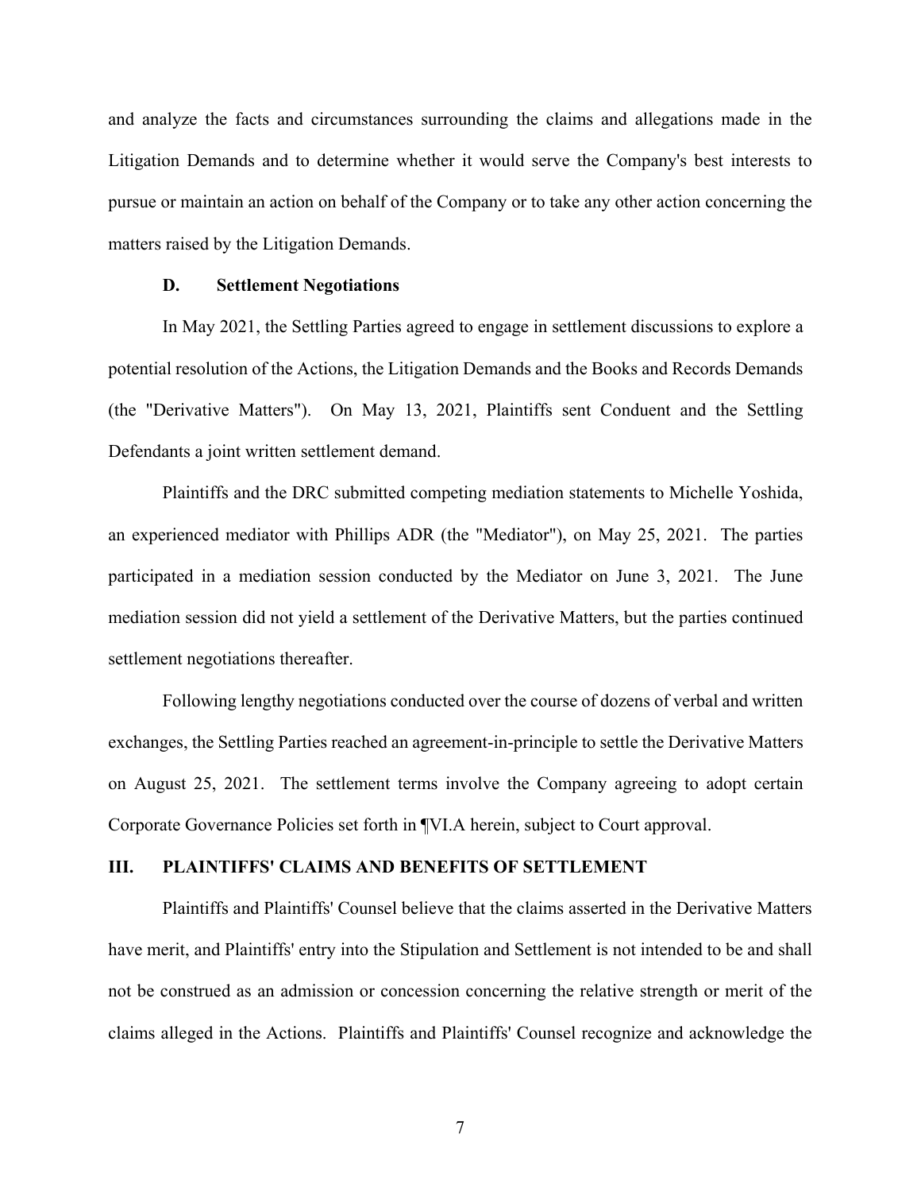and analyze the facts and circumstances surrounding the claims and allegations made in the Litigation Demands and to determine whether it would serve the Company's best interests to pursue or maintain an action on behalf of the Company or to take any other action concerning the matters raised by the Litigation Demands.

### D. Settlement Negotiations

In May 2021, the Settling Parties agreed to engage in settlement discussions to explore a potential resolution of the Actions, the Litigation Demands and the Books and Records Demands (the "Derivative Matters"). On May 13, 2021, Plaintiffs sent Conduent and the Settling Defendants a joint written settlement demand.

Plaintiffs and the DRC submitted competing mediation statements to Michelle Yoshida, an experienced mediator with Phillips ADR (the "Mediator"), on May 25, 2021. The parties participated in a mediation session conducted by the Mediator on June 3, 2021. The June mediation session did not yield a settlement of the Derivative Matters, but the parties continued settlement negotiations thereafter.

Following lengthy negotiations conducted over the course of dozens of verbal and written exchanges, the Settling Parties reached an agreement-in-principle to settle the Derivative Matters on August 25, 2021. The settlement terms involve the Company agreeing to adopt certain Corporate Governance Policies set forth in ¶VI.A herein, subject to Court approval.

## III. PLAINTIFFS' CLAIMS AND BENEFITS OF SETTLEMENT

Plaintiffs and Plaintiffs' Counsel believe that the claims asserted in the Derivative Matters have merit, and Plaintiffs' entry into the Stipulation and Settlement is not intended to be and shall not be construed as an admission or concession concerning the relative strength or merit of the claims alleged in the Actions. Plaintiffs and Plaintiffs' Counsel recognize and acknowledge the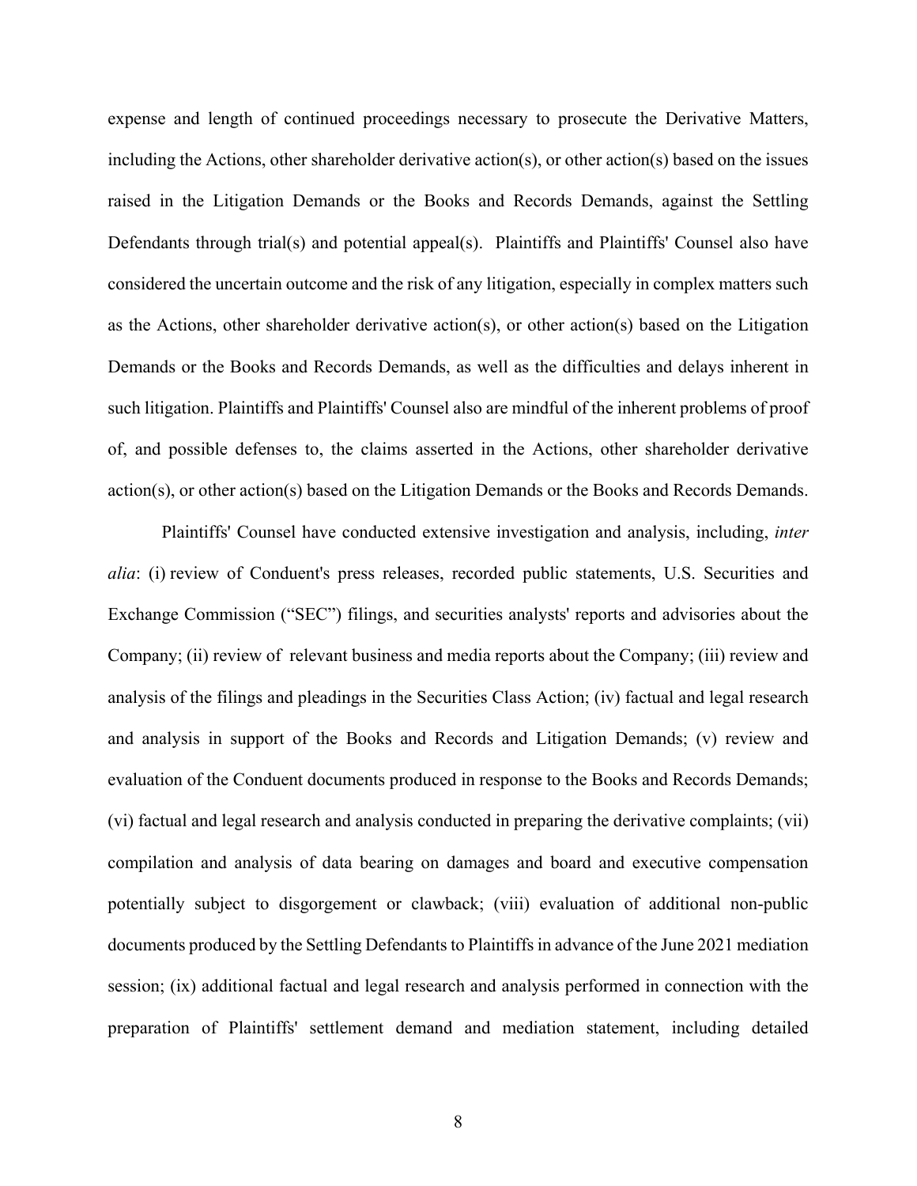expense and length of continued proceedings necessary to prosecute the Derivative Matters, including the Actions, other shareholder derivative action(s), or other action(s) based on the issues raised in the Litigation Demands or the Books and Records Demands, against the Settling Defendants through trial(s) and potential appeal(s). Plaintiffs and Plaintiffs' Counsel also have considered the uncertain outcome and the risk of any litigation, especially in complex matters such as the Actions, other shareholder derivative action(s), or other action(s) based on the Litigation Demands or the Books and Records Demands, as well as the difficulties and delays inherent in such litigation. Plaintiffs and Plaintiffs' Counsel also are mindful of the inherent problems of proof of, and possible defenses to, the claims asserted in the Actions, other shareholder derivative action(s), or other action(s) based on the Litigation Demands or the Books and Records Demands.

Plaintiffs' Counsel have conducted extensive investigation and analysis, including, *inter alia*: (i) review of Conduent's press releases, recorded public statements, U.S. Securities and Exchange Commission ("SEC") filings, and securities analysts' reports and advisories about the Company; (ii) review of relevant business and media reports about the Company; (iii) review and analysis of the filings and pleadings in the Securities Class Action; (iv) factual and legal research and analysis in support of the Books and Records and Litigation Demands; (v) review and evaluation of the Conduent documents produced in response to the Books and Records Demands; (vi) factual and legal research and analysis conducted in preparing the derivative complaints; (vii) compilation and analysis of data bearing on damages and board and executive compensation potentially subject to disgorgement or clawback; (viii) evaluation of additional non-public documents produced by the Settling Defendants to Plaintiffs in advance of the June 2021 mediation session; (ix) additional factual and legal research and analysis performed in connection with the preparation of Plaintiffs' settlement demand and mediation statement, including detailed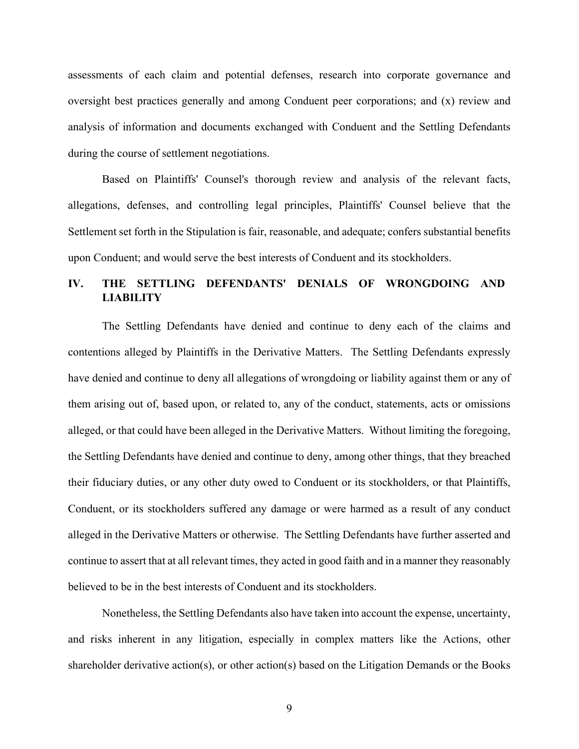assessments of each claim and potential defenses, research into corporate governance and oversight best practices generally and among Conduent peer corporations; and (x) review and analysis of information and documents exchanged with Conduent and the Settling Defendants during the course of settlement negotiations.

Based on Plaintiffs' Counsel's thorough review and analysis of the relevant facts, allegations, defenses, and controlling legal principles, Plaintiffs' Counsel believe that the Settlement set forth in the Stipulation is fair, reasonable, and adequate; confers substantial benefits upon Conduent; and would serve the best interests of Conduent and its stockholders.

## IV. THE SETTLING DEFENDANTS' DENIALS OF WRONGDOING AND LIABILITY

The Settling Defendants have denied and continue to deny each of the claims and contentions alleged by Plaintiffs in the Derivative Matters. The Settling Defendants expressly have denied and continue to deny all allegations of wrongdoing or liability against them or any of them arising out of, based upon, or related to, any of the conduct, statements, acts or omissions alleged, or that could have been alleged in the Derivative Matters. Without limiting the foregoing, the Settling Defendants have denied and continue to deny, among other things, that they breached their fiduciary duties, or any other duty owed to Conduent or its stockholders, or that Plaintiffs, Conduent, or its stockholders suffered any damage or were harmed as a result of any conduct alleged in the Derivative Matters or otherwise. The Settling Defendants have further asserted and continue to assert that at all relevant times, they acted in good faith and in a manner they reasonably believed to be in the best interests of Conduent and its stockholders.

Nonetheless, the Settling Defendants also have taken into account the expense, uncertainty, and risks inherent in any litigation, especially in complex matters like the Actions, other shareholder derivative action(s), or other action(s) based on the Litigation Demands or the Books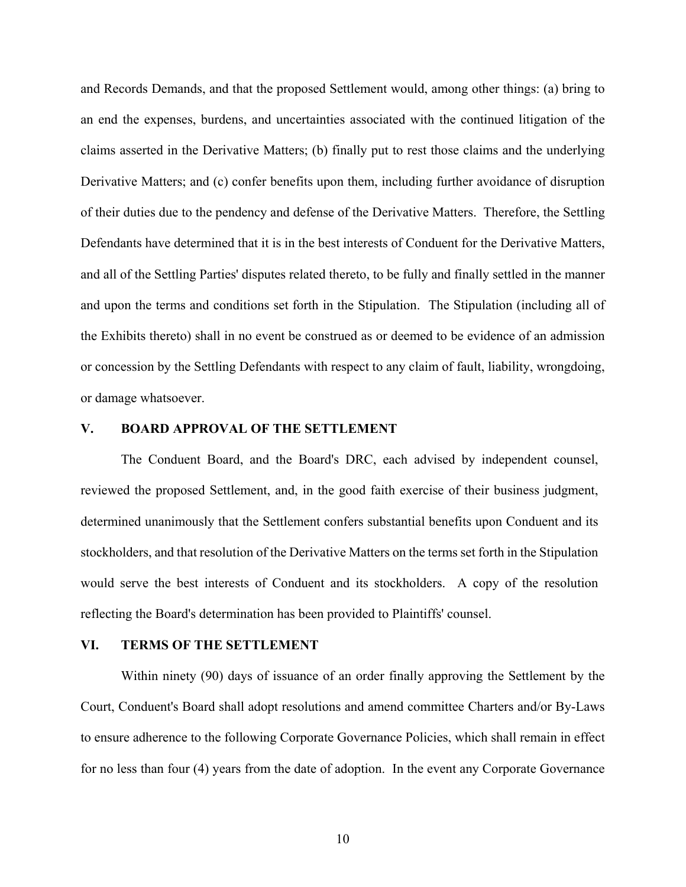and Records Demands, and that the proposed Settlement would, among other things: (a) bring to an end the expenses, burdens, and uncertainties associated with the continued litigation of the claims asserted in the Derivative Matters; (b) finally put to rest those claims and the underlying Derivative Matters; and (c) confer benefits upon them, including further avoidance of disruption of their duties due to the pendency and defense of the Derivative Matters. Therefore, the Settling Defendants have determined that it is in the best interests of Conduent for the Derivative Matters, and all of the Settling Parties' disputes related thereto, to be fully and finally settled in the manner and upon the terms and conditions set forth in the Stipulation. The Stipulation (including all of the Exhibits thereto) shall in no event be construed as or deemed to be evidence of an admission or concession by the Settling Defendants with respect to any claim of fault, liability, wrongdoing, or damage whatsoever.

## V. BOARD APPROVAL OF THE SETTLEMENT

The Conduent Board, and the Board's DRC, each advised by independent counsel, reviewed the proposed Settlement, and, in the good faith exercise of their business judgment, determined unanimously that the Settlement confers substantial benefits upon Conduent and its stockholders, and that resolution of the Derivative Matters on the terms set forth in the Stipulation would serve the best interests of Conduent and its stockholders. A copy of the resolution reflecting the Board's determination has been provided to Plaintiffs' counsel.

## VI. TERMS OF THE SETTLEMENT

Within ninety (90) days of issuance of an order finally approving the Settlement by the Court, Conduent's Board shall adopt resolutions and amend committee Charters and/or By-Laws to ensure adherence to the following Corporate Governance Policies, which shall remain in effect for no less than four (4) years from the date of adoption. In the event any Corporate Governance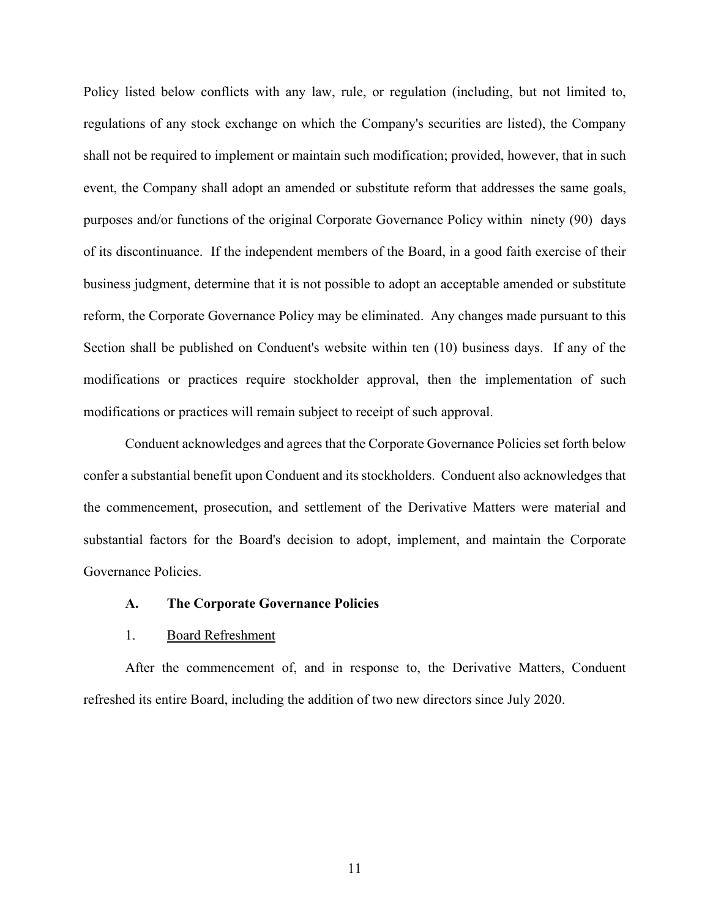Policy listed below conflicts with any law, rule, or regulation (including, but not limited to, regulations of any stock exchange on which the Company's securities are listed), the Company shall not be required to implement or maintain such modification; provided, however, that in such event, the Company shall adopt an amended or substitute reform that addresses the same goals, purposes and/or functions of the original Corporate Governance Policy within ninety (90) days of its discontinuance. If the independent members of the Board, in a good faith exercise of their business judgment, determine that it is not possible to adopt an acceptable amended or substitute reform, the Corporate Governance Policy may be eliminated. Any changes made pursuant to this Section shall be published on Conduent's website within ten (10) business days. If any of the modifications or practices require stockholder approval, then the implementation of such modifications or practices will remain subject to receipt of such approval.

Conduent acknowledges and agrees that the Corporate Governance Policies set forth below confer a substantial benefit upon Conduent and its stockholders. Conduent also acknowledges that the commencement, prosecution, and settlement of the Derivative Matters were material and substantial factors for the Board's decision to adopt, implement, and maintain the Corporate Governance Policies.

**A. The Corporate Governance Policies**

1. Board Refreshment

After the commencement of, and in response to, the Derivative Matters, Conduent refreshed its entire Board, including the addition of two new directors since July 2020.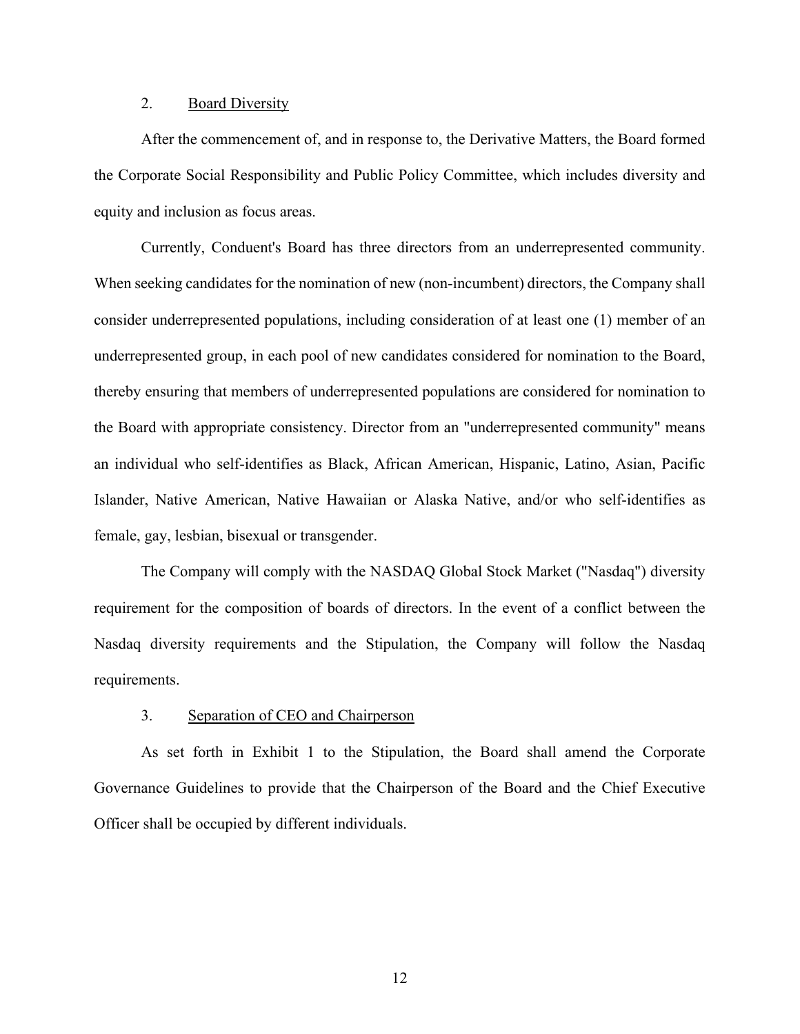2. <u>Board Diversity</u>

After the commencement of, and in response to, the Derivative Matters, the Board formed the Corporate Social Responsibility and Public Policy Committee, which includes diversity and equity and inclusion as focus areas.

Currently, Conduent's Board has three directors from an underrepresented community. When seeking candidates for the nomination of new (non-incumbent) directors, the Company shall consider underrepresented populations, including consideration of at least one (1) member of an underrepresented group, in each pool of new candidates considered for nomination to the Board, thereby ensuring that members of underrepresented populations are considered for nomination to the Board with appropriate consistency. Director from an "underrepresented community" means an individual who self-identifies as Black, African American, Hispanic, Latino, Asian, Pacific Islander, Native American, Native Hawaiian or Alaska Native, and/or who self-identifies as female, gay, lesbian, bisexual or transgender.

The Company will comply with the NASDAQ Global Stock Market ("Nasdaq") diversity requirement for the composition of boards of directors. In the event of a conflict between the Nasdaq diversity requirements and the Stipulation, the Company will follow the Nasdaq requirements.

3. <u>Separation of CEO and Chairperson</u>

As set forth in Exhibit 1 to the Stipulation, the Board shall amend the Corporate Governance Guidelines to provide that the Chairperson of the Board and the Chief Executive Officer shall be occupied by different individuals.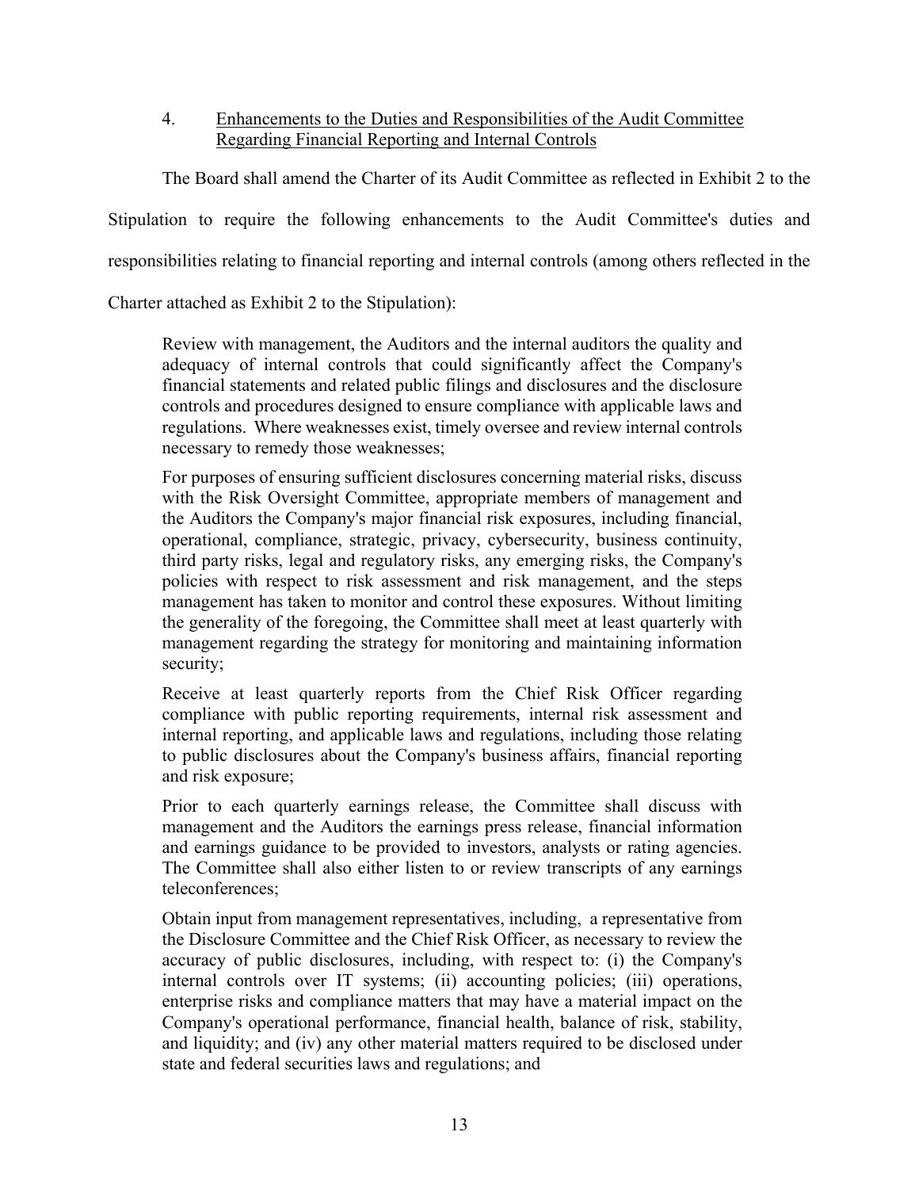4. <u>Enhancements to the Duties and Responsibilities of the Audit Committee Regarding Financial Reporting and Internal Controls</u>

The Board shall amend the Charter of its Audit Committee as reflected in Exhibit 2 to the Stipulation to require the following enhancements to the Audit Committee's duties and responsibilities relating to financial reporting and internal controls (among others reflected in the Charter attached as Exhibit 2 to the Stipulation):

> Review with management, the Auditors and the internal auditors the quality and adequacy of internal controls that could significantly affect the Company's financial statements and related public filings and disclosures and the disclosure controls and procedures designed to ensure compliance with applicable laws and regulations. Where weaknesses exist, timely oversee and review internal controls necessary to remedy those weaknesses;
>
> For purposes of ensuring sufficient disclosures concerning material risks, discuss with the Risk Oversight Committee, appropriate members of management and the Auditors the Company's major financial risk exposures, including financial, operational, compliance, strategic, privacy, cybersecurity, business continuity, third party risks, legal and regulatory risks, any emerging risks, the Company's policies with respect to risk assessment and risk management, and the steps management has taken to monitor and control these exposures. Without limiting the generality of the foregoing, the Committee shall meet at least quarterly with management regarding the strategy for monitoring and maintaining information security;
>
> Receive at least quarterly reports from the Chief Risk Officer regarding compliance with public reporting requirements, internal risk assessment and internal reporting, and applicable laws and regulations, including those relating to public disclosures about the Company's business affairs, financial reporting and risk exposure;
>
> Prior to each quarterly earnings release, the Committee shall discuss with management and the Auditors the earnings press release, financial information and earnings guidance to be provided to investors, analysts or rating agencies. The Committee shall also either listen to or review transcripts of any earnings teleconferences;
>
> Obtain input from management representatives, including, a representative from the Disclosure Committee and the Chief Risk Officer, as necessary to review the accuracy of public disclosures, including, with respect to: (i) the Company's internal controls over IT systems; (ii) accounting policies; (iii) operations, enterprise risks and compliance matters that may have a material impact on the Company's operational performance, financial health, balance of risk, stability, and liquidity; and (iv) any other material matters required to be disclosed under state and federal securities laws and regulations; and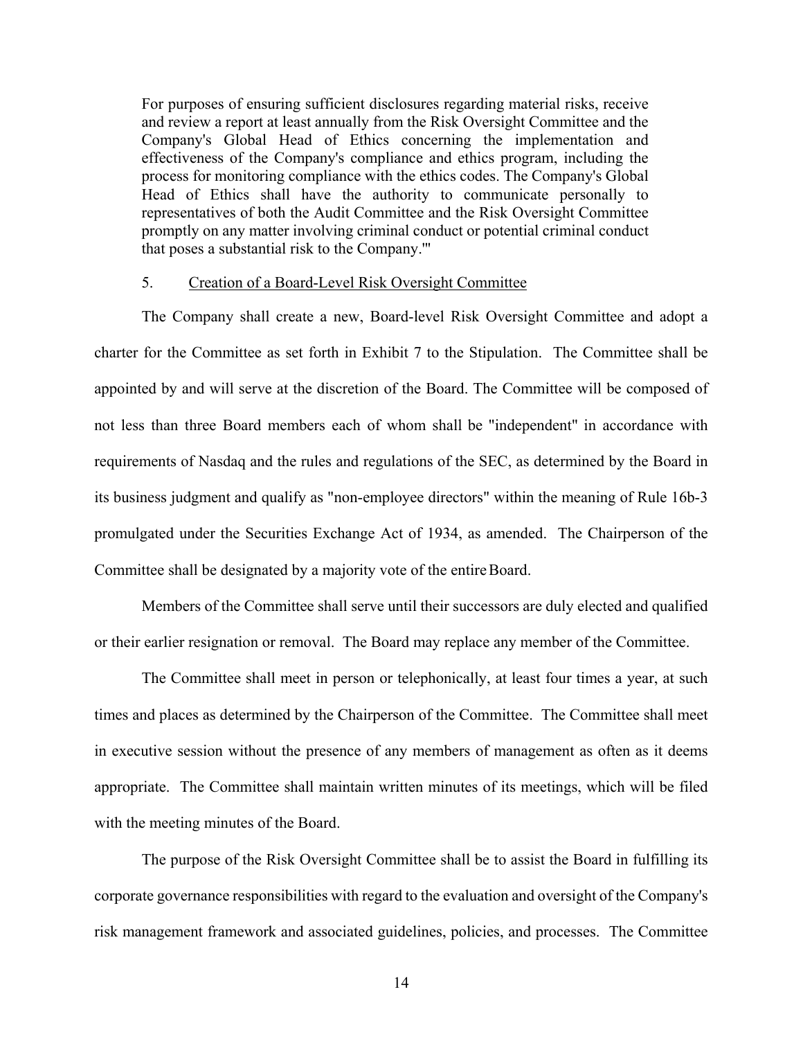For purposes of ensuring sufficient disclosures regarding material risks, receive and review a report at least annually from the Risk Oversight Committee and the Company's Global Head of Ethics concerning the implementation and effectiveness of the Company's compliance and ethics program, including the process for monitoring compliance with the ethics codes. The Company's Global Head of Ethics shall have the authority to communicate personally to representatives of both the Audit Committee and the Risk Oversight Committee promptly on any matter involving criminal conduct or potential criminal conduct that poses a substantial risk to the Company.'"

5. Creation of a Board-Level Risk Oversight Committee

The Company shall create a new, Board-level Risk Oversight Committee and adopt a charter for the Committee as set forth in Exhibit 7 to the Stipulation. The Committee shall be appointed by and will serve at the discretion of the Board. The Committee will be composed of not less than three Board members each of whom shall be "independent" in accordance with requirements of Nasdaq and the rules and regulations of the SEC, as determined by the Board in its business judgment and qualify as "non-employee directors" within the meaning of Rule 16b-3 promulgated under the Securities Exchange Act of 1934, as amended. The Chairperson of the Committee shall be designated by a majority vote of the entire Board.

Members of the Committee shall serve until their successors are duly elected and qualified or their earlier resignation or removal. The Board may replace any member of the Committee.

The Committee shall meet in person or telephonically, at least four times a year, at such times and places as determined by the Chairperson of the Committee. The Committee shall meet in executive session without the presence of any members of management as often as it deems appropriate. The Committee shall maintain written minutes of its meetings, which will be filed with the meeting minutes of the Board.

The purpose of the Risk Oversight Committee shall be to assist the Board in fulfilling its corporate governance responsibilities with regard to the evaluation and oversight of the Company's risk management framework and associated guidelines, policies, and processes. The Committee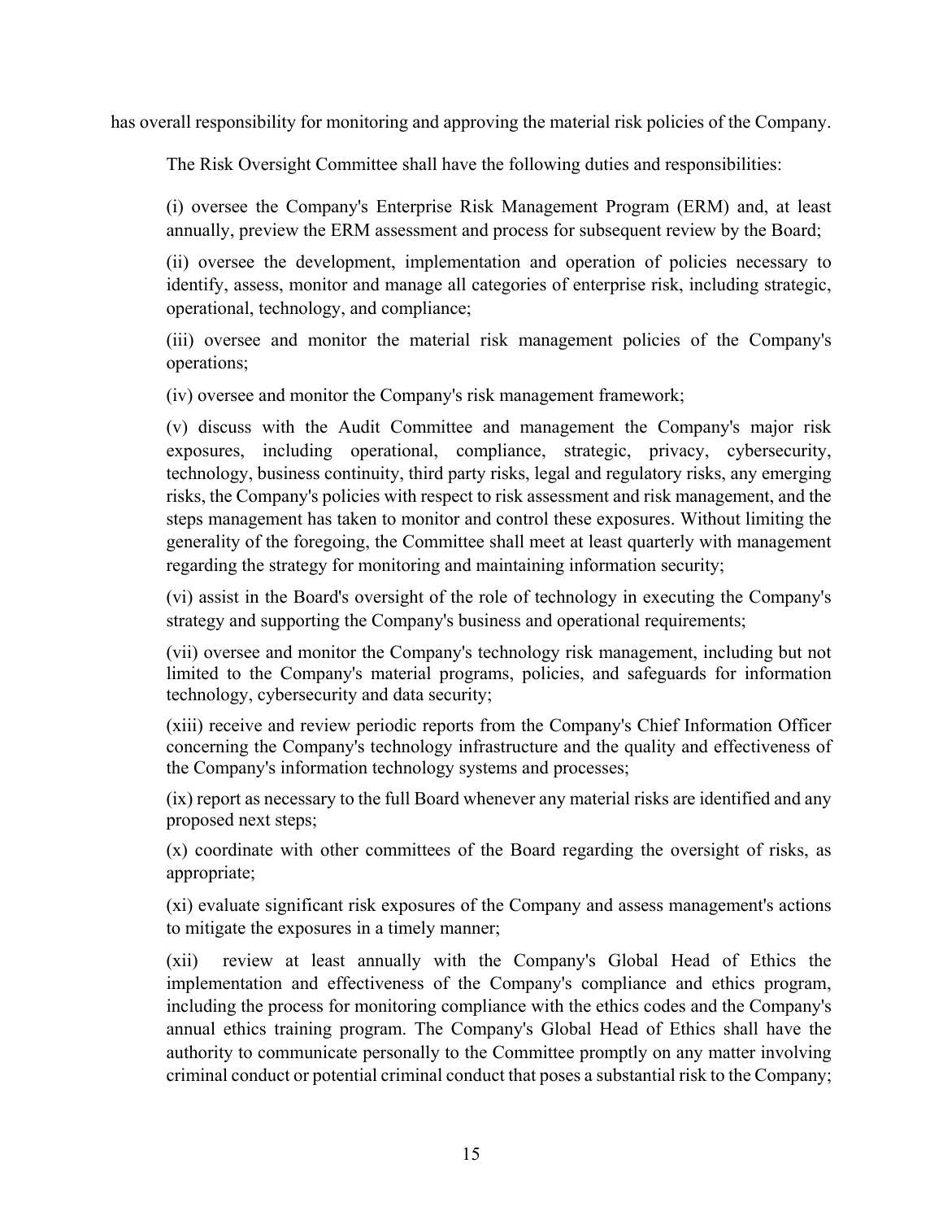has overall responsibility for monitoring and approving the material risk policies of the Company.

The Risk Oversight Committee shall have the following duties and responsibilities:

(i) oversee the Company's Enterprise Risk Management Program (ERM) and, at least annually, preview the ERM assessment and process for subsequent review by the Board;

(ii) oversee the development, implementation and operation of policies necessary to identify, assess, monitor and manage all categories of enterprise risk, including strategic, operational, technology, and compliance;

(iii) oversee and monitor the material risk management policies of the Company's operations;

(iv) oversee and monitor the Company's risk management framework;

(v) discuss with the Audit Committee and management the Company's major risk exposures, including operational, compliance, strategic, privacy, cybersecurity, technology, business continuity, third party risks, legal and regulatory risks, any emerging risks, the Company's policies with respect to risk assessment and risk management, and the steps management has taken to monitor and control these exposures. Without limiting the generality of the foregoing, the Committee shall meet at least quarterly with management regarding the strategy for monitoring and maintaining information security;

(vi) assist in the Board's oversight of the role of technology in executing the Company's strategy and supporting the Company's business and operational requirements;

(vii) oversee and monitor the Company's technology risk management, including but not limited to the Company's material programs, policies, and safeguards for information technology, cybersecurity and data security;

(xiii) receive and review periodic reports from the Company's Chief Information Officer concerning the Company's technology infrastructure and the quality and effectiveness of the Company's information technology systems and processes;

(ix) report as necessary to the full Board whenever any material risks are identified and any proposed next steps;

(x) coordinate with other committees of the Board regarding the oversight of risks, as appropriate;

(xi) evaluate significant risk exposures of the Company and assess management's actions to mitigate the exposures in a timely manner;

(xii) review at least annually with the Company's Global Head of Ethics the implementation and effectiveness of the Company's compliance and ethics program, including the process for monitoring compliance with the ethics codes and the Company's annual ethics training program. The Company's Global Head of Ethics shall have the authority to communicate personally to the Committee promptly on any matter involving criminal conduct or potential criminal conduct that poses a substantial risk to the Company;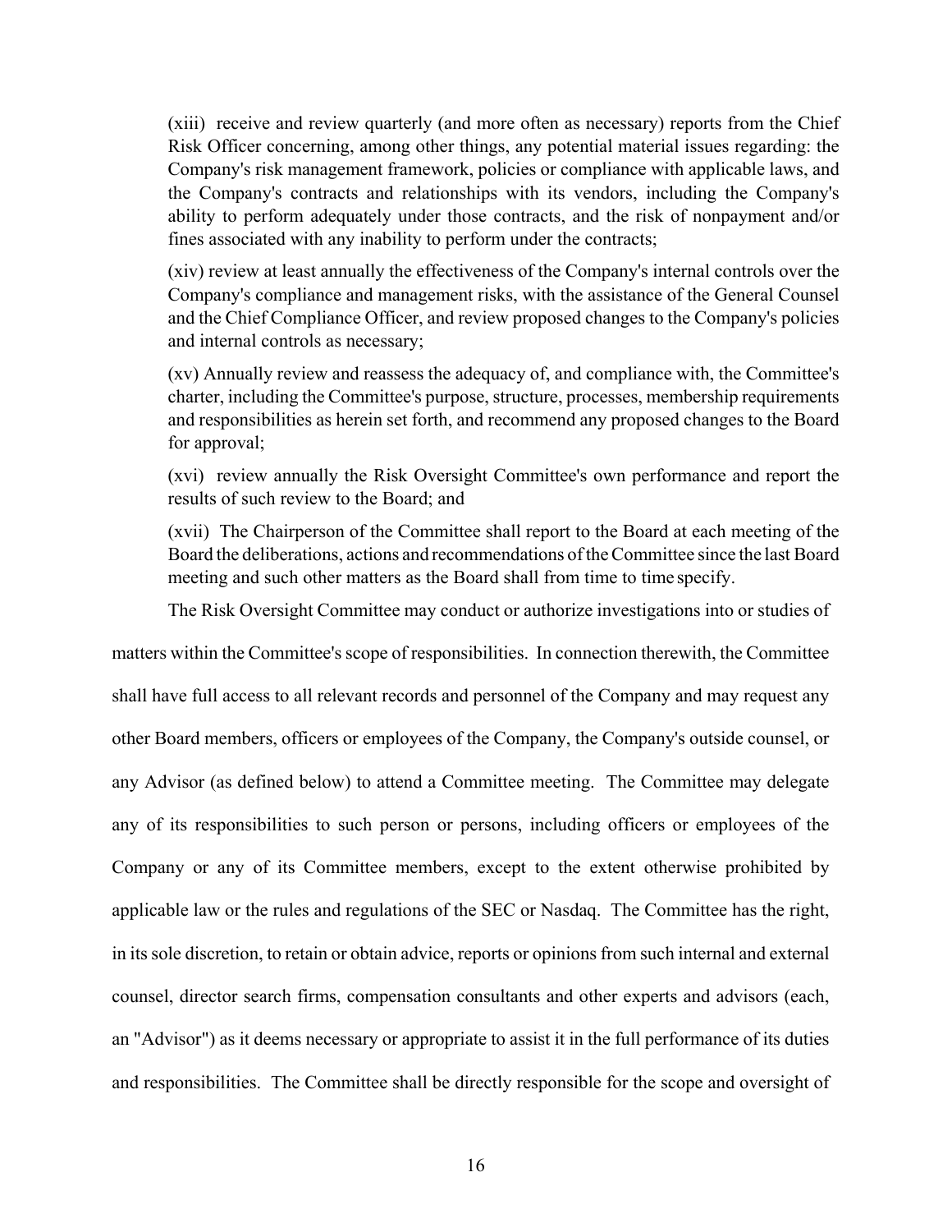(xiii) receive and review quarterly (and more often as necessary) reports from the Chief Risk Officer concerning, among other things, any potential material issues regarding: the Company's risk management framework, policies or compliance with applicable laws, and the Company's contracts and relationships with its vendors, including the Company's ability to perform adequately under those contracts, and the risk of nonpayment and/or fines associated with any inability to perform under the contracts;

(xiv) review at least annually the effectiveness of the Company's internal controls over the Company's compliance and management risks, with the assistance of the General Counsel and the Chief Compliance Officer, and review proposed changes to the Company's policies and internal controls as necessary;

(xv) Annually review and reassess the adequacy of, and compliance with, the Committee's charter, including the Committee's purpose, structure, processes, membership requirements and responsibilities as herein set forth, and recommend any proposed changes to the Board for approval;

(xvi) review annually the Risk Oversight Committee's own performance and report the results of such review to the Board; and

(xvii) The Chairperson of the Committee shall report to the Board at each meeting of the Board the deliberations, actions and recommendations of the Committee since the last Board meeting and such other matters as the Board shall from time to time specify.

The Risk Oversight Committee may conduct or authorize investigations into or studies of matters within the Committee's scope of responsibilities. In connection therewith, the Committee shall have full access to all relevant records and personnel of the Company and may request any other Board members, officers or employees of the Company, the Company's outside counsel, or any Advisor (as defined below) to attend a Committee meeting. The Committee may delegate any of its responsibilities to such person or persons, including officers or employees of the Company or any of its Committee members, except to the extent otherwise prohibited by applicable law or the rules and regulations of the SEC or Nasdaq. The Committee has the right, in its sole discretion, to retain or obtain advice, reports or opinions from such internal and external counsel, director search firms, compensation consultants and other experts and advisors (each, an "Advisor") as it deems necessary or appropriate to assist it in the full performance of its duties and responsibilities. The Committee shall be directly responsible for the scope and oversight of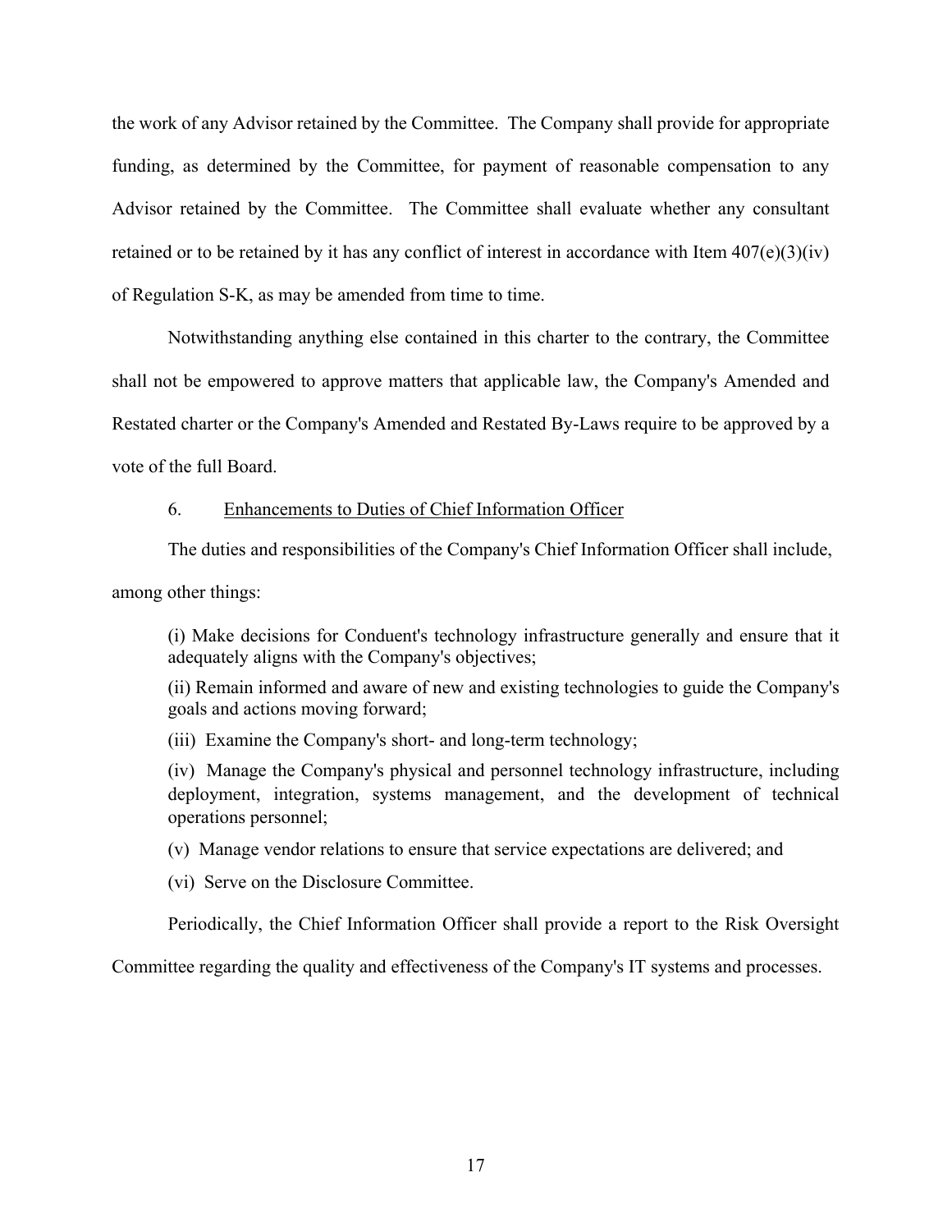the work of any Advisor retained by the Committee. The Company shall provide for appropriate funding, as determined by the Committee, for payment of reasonable compensation to any Advisor retained by the Committee. The Committee shall evaluate whether any consultant retained or to be retained by it has any conflict of interest in accordance with Item 407(e)(3)(iv) of Regulation S-K, as may be amended from time to time.

Notwithstanding anything else contained in this charter to the contrary, the Committee shall not be empowered to approve matters that applicable law, the Company's Amended and Restated charter or the Company's Amended and Restated By-Laws require to be approved by a vote of the full Board.

6. <u>Enhancements to Duties of Chief Information Officer</u>

The duties and responsibilities of the Company's Chief Information Officer shall include, among other things:

> (i) Make decisions for Conduent's technology infrastructure generally and ensure that it adequately aligns with the Company's objectives;
>
> (ii) Remain informed and aware of new and existing technologies to guide the Company's goals and actions moving forward;
>
> (iii) Examine the Company's short- and long-term technology;
>
> (iv) Manage the Company's physical and personnel technology infrastructure, including deployment, integration, systems management, and the development of technical operations personnel;
>
> (v) Manage vendor relations to ensure that service expectations are delivered; and
>
> (vi) Serve on the Disclosure Committee.

Periodically, the Chief Information Officer shall provide a report to the Risk Oversight Committee regarding the quality and effectiveness of the Company's IT systems and processes.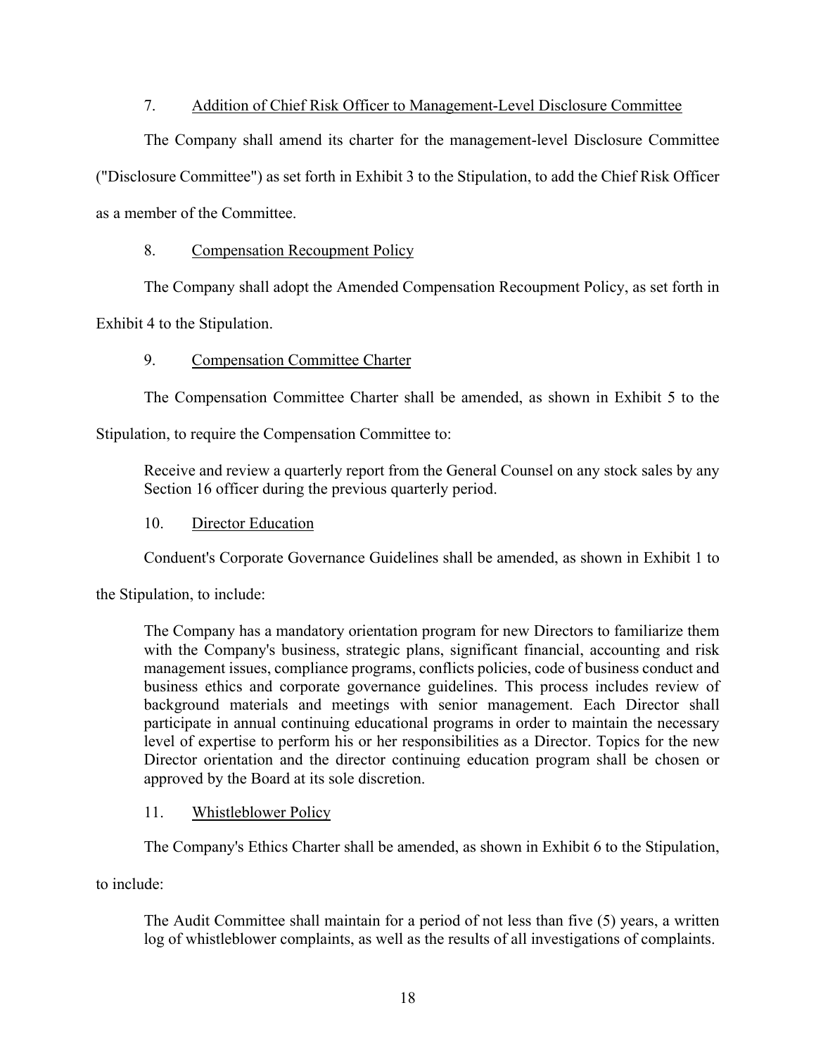7. <u>Addition of Chief Risk Officer to Management-Level Disclosure Committee</u>

The Company shall amend its charter for the management-level Disclosure Committee ("Disclosure Committee") as set forth in Exhibit 3 to the Stipulation, to add the Chief Risk Officer as a member of the Committee.

8. <u>Compensation Recoupment Policy</u>

The Company shall adopt the Amended Compensation Recoupment Policy, as set forth in Exhibit 4 to the Stipulation.

9. <u>Compensation Committee Charter</u>

The Compensation Committee Charter shall be amended, as shown in Exhibit 5 to the Stipulation, to require the Compensation Committee to:

> Receive and review a quarterly report from the General Counsel on any stock sales by any Section 16 officer during the previous quarterly period.

10. <u>Director Education</u>

Conduent's Corporate Governance Guidelines shall be amended, as shown in Exhibit 1 to the Stipulation, to include:

> The Company has a mandatory orientation program for new Directors to familiarize them with the Company's business, strategic plans, significant financial, accounting and risk management issues, compliance programs, conflicts policies, code of business conduct and business ethics and corporate governance guidelines. This process includes review of background materials and meetings with senior management. Each Director shall participate in annual continuing educational programs in order to maintain the necessary level of expertise to perform his or her responsibilities as a Director. Topics for the new Director orientation and the director continuing education program shall be chosen or approved by the Board at its sole discretion.

11. <u>Whistleblower Policy</u>

The Company's Ethics Charter shall be amended, as shown in Exhibit 6 to the Stipulation, to include:

> The Audit Committee shall maintain for a period of not less than five (5) years, a written log of whistleblower complaints, as well as the results of all investigations of complaints.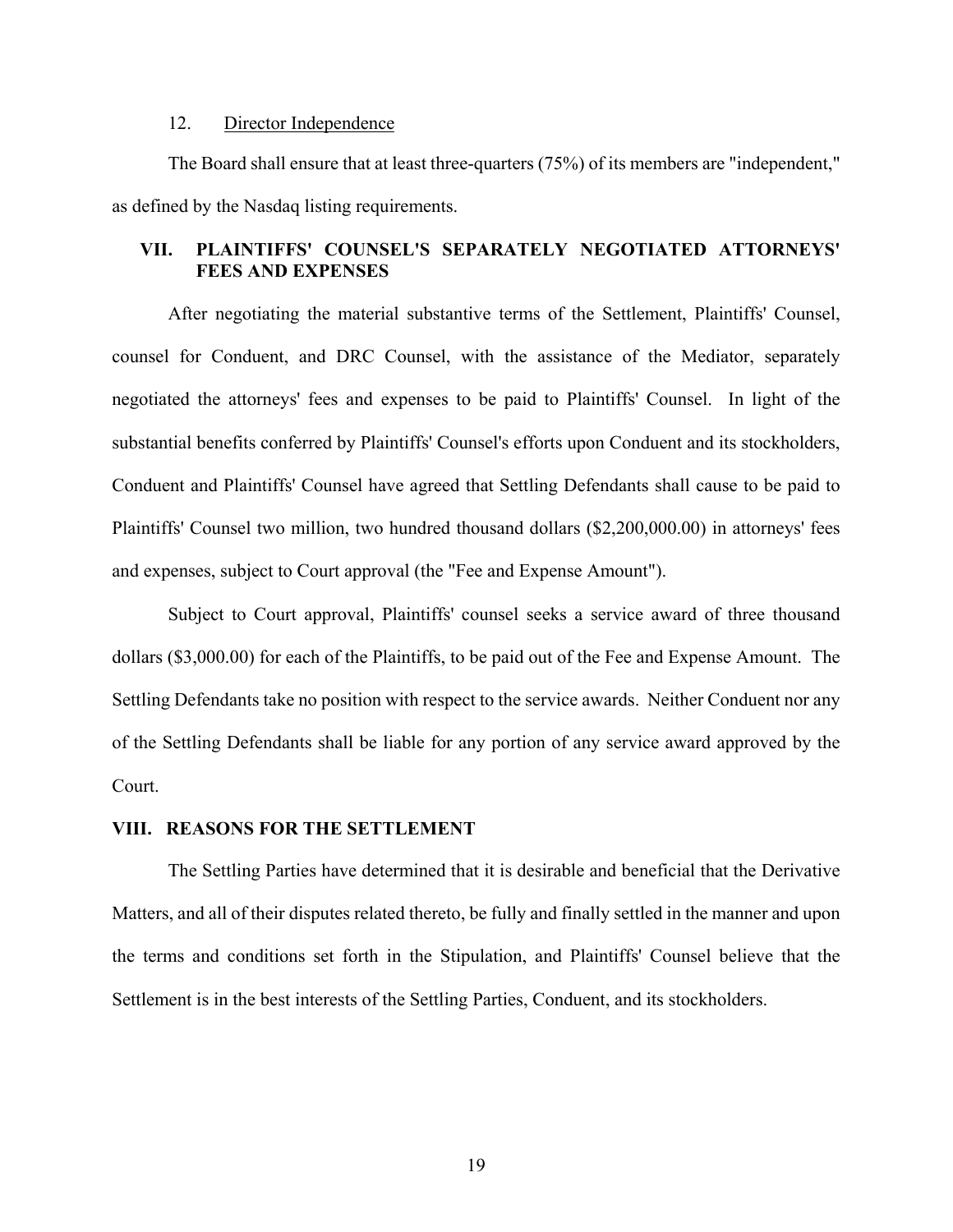12. Director Independence

The Board shall ensure that at least three-quarters (75%) of its members are "independent," as defined by the Nasdaq listing requirements.

## VII. PLAINTIFFS' COUNSEL'S SEPARATELY NEGOTIATED ATTORNEYS' FEES AND EXPENSES

After negotiating the material substantive terms of the Settlement, Plaintiffs' Counsel, counsel for Conduent, and DRC Counsel, with the assistance of the Mediator, separately negotiated the attorneys' fees and expenses to be paid to Plaintiffs' Counsel. In light of the substantial benefits conferred by Plaintiffs' Counsel's efforts upon Conduent and its stockholders, Conduent and Plaintiffs' Counsel have agreed that Settling Defendants shall cause to be paid to Plaintiffs' Counsel two million, two hundred thousand dollars ($2,200,000.00) in attorneys' fees and expenses, subject to Court approval (the "Fee and Expense Amount").

Subject to Court approval, Plaintiffs' counsel seeks a service award of three thousand dollars ($3,000.00) for each of the Plaintiffs, to be paid out of the Fee and Expense Amount. The Settling Defendants take no position with respect to the service awards. Neither Conduent nor any of the Settling Defendants shall be liable for any portion of any service award approved by the Court.

## VIII. REASONS FOR THE SETTLEMENT

The Settling Parties have determined that it is desirable and beneficial that the Derivative Matters, and all of their disputes related thereto, be fully and finally settled in the manner and upon the terms and conditions set forth in the Stipulation, and Plaintiffs' Counsel believe that the Settlement is in the best interests of the Settling Parties, Conduent, and its stockholders.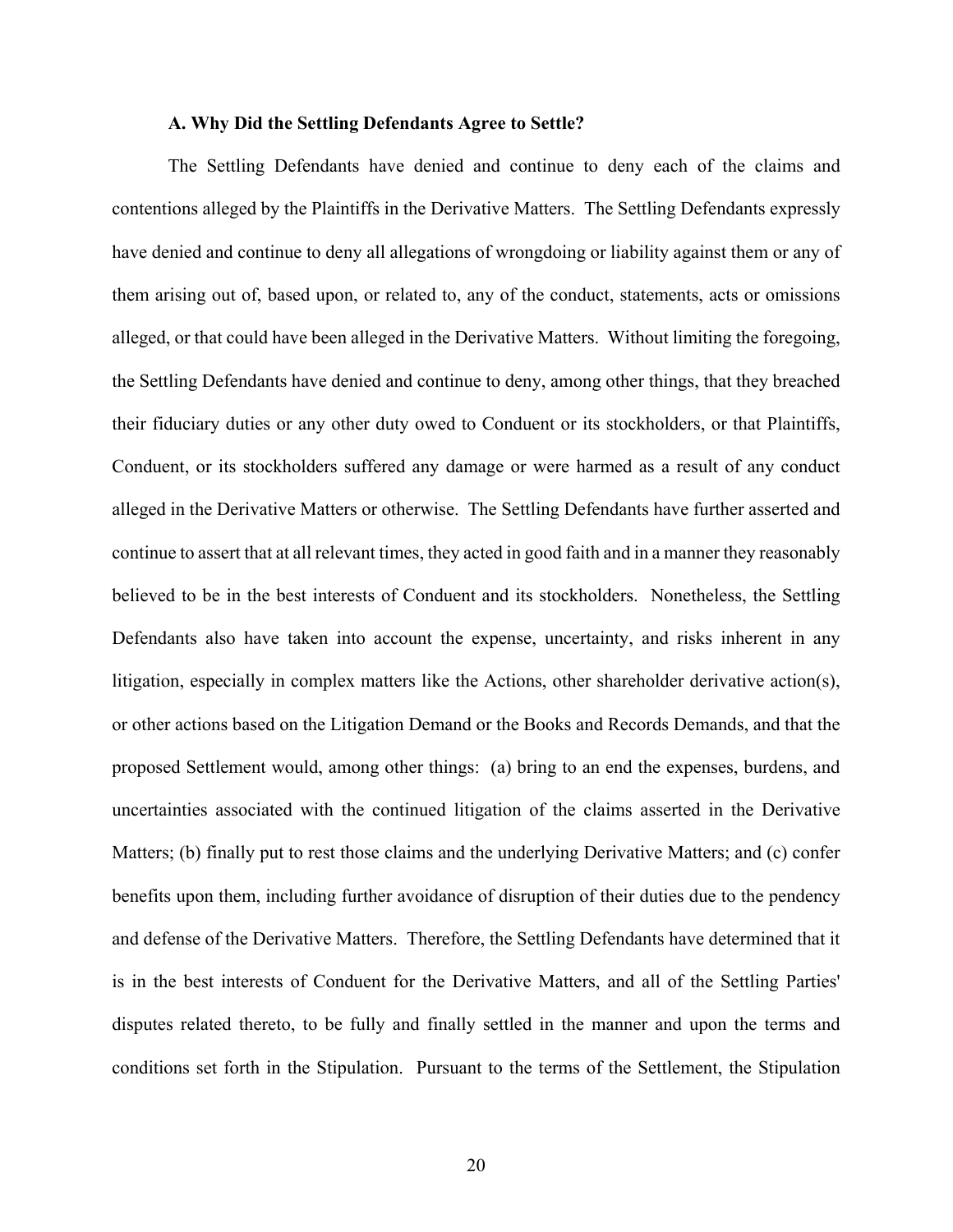### A. Why Did the Settling Defendants Agree to Settle?

The Settling Defendants have denied and continue to deny each of the claims and contentions alleged by the Plaintiffs in the Derivative Matters. The Settling Defendants expressly have denied and continue to deny all allegations of wrongdoing or liability against them or any of them arising out of, based upon, or related to, any of the conduct, statements, acts or omissions alleged, or that could have been alleged in the Derivative Matters. Without limiting the foregoing, the Settling Defendants have denied and continue to deny, among other things, that they breached their fiduciary duties or any other duty owed to Conduent or its stockholders, or that Plaintiffs, Conduent, or its stockholders suffered any damage or were harmed as a result of any conduct alleged in the Derivative Matters or otherwise. The Settling Defendants have further asserted and continue to assert that at all relevant times, they acted in good faith and in a manner they reasonably believed to be in the best interests of Conduent and its stockholders. Nonetheless, the Settling Defendants also have taken into account the expense, uncertainty, and risks inherent in any litigation, especially in complex matters like the Actions, other shareholder derivative action(s), or other actions based on the Litigation Demand or the Books and Records Demands, and that the proposed Settlement would, among other things: (a) bring to an end the expenses, burdens, and uncertainties associated with the continued litigation of the claims asserted in the Derivative Matters; (b) finally put to rest those claims and the underlying Derivative Matters; and (c) confer benefits upon them, including further avoidance of disruption of their duties due to the pendency and defense of the Derivative Matters. Therefore, the Settling Defendants have determined that it is in the best interests of Conduent for the Derivative Matters, and all of the Settling Parties' disputes related thereto, to be fully and finally settled in the manner and upon the terms and conditions set forth in the Stipulation. Pursuant to the terms of the Settlement, the Stipulation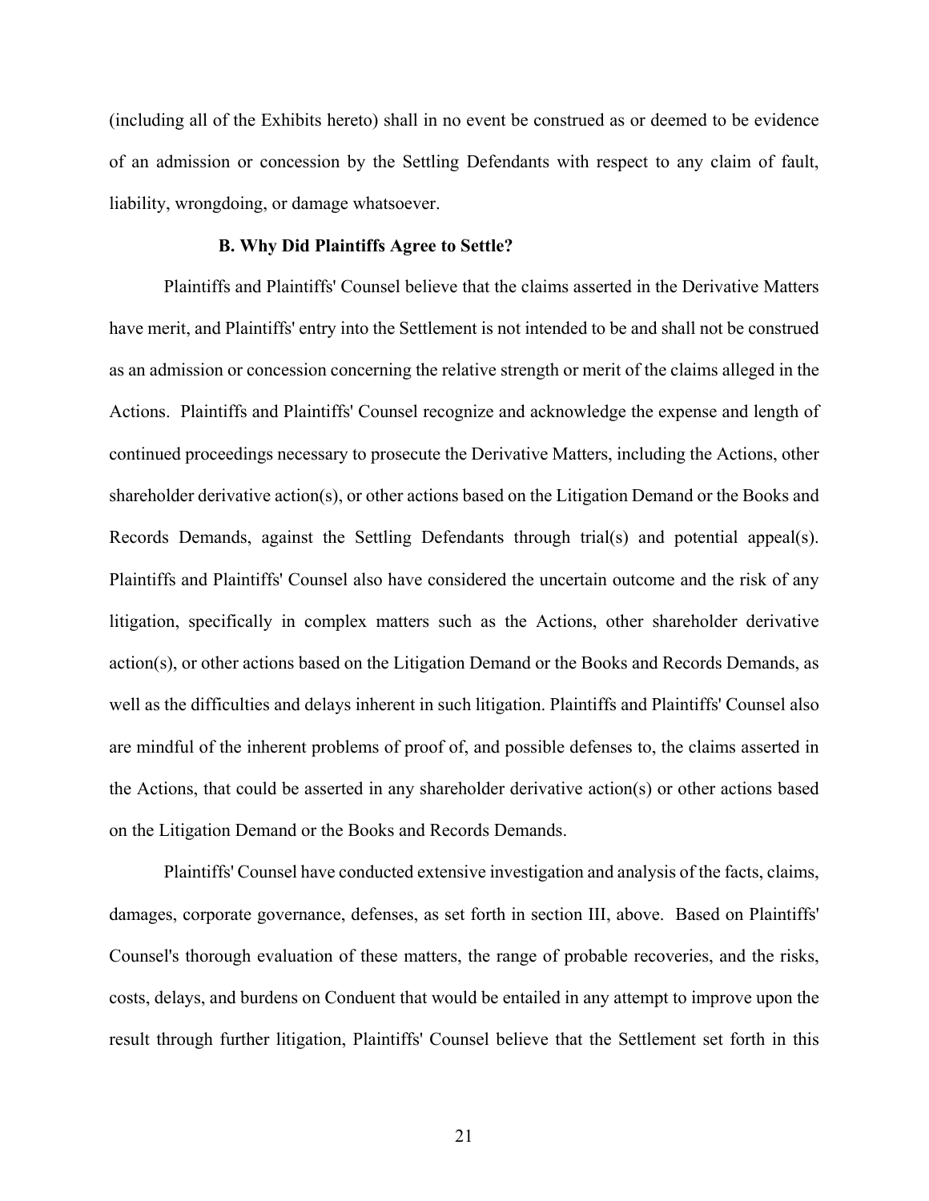(including all of the Exhibits hereto) shall in no event be construed as or deemed to be evidence of an admission or concession by the Settling Defendants with respect to any claim of fault, liability, wrongdoing, or damage whatsoever.

### B. Why Did Plaintiffs Agree to Settle?

Plaintiffs and Plaintiffs' Counsel believe that the claims asserted in the Derivative Matters have merit, and Plaintiffs' entry into the Settlement is not intended to be and shall not be construed as an admission or concession concerning the relative strength or merit of the claims alleged in the Actions. Plaintiffs and Plaintiffs' Counsel recognize and acknowledge the expense and length of continued proceedings necessary to prosecute the Derivative Matters, including the Actions, other shareholder derivative action(s), or other actions based on the Litigation Demand or the Books and Records Demands, against the Settling Defendants through trial(s) and potential appeal(s). Plaintiffs and Plaintiffs' Counsel also have considered the uncertain outcome and the risk of any litigation, specifically in complex matters such as the Actions, other shareholder derivative action(s), or other actions based on the Litigation Demand or the Books and Records Demands, as well as the difficulties and delays inherent in such litigation. Plaintiffs and Plaintiffs' Counsel also are mindful of the inherent problems of proof of, and possible defenses to, the claims asserted in the Actions, that could be asserted in any shareholder derivative action(s) or other actions based on the Litigation Demand or the Books and Records Demands.

Plaintiffs' Counsel have conducted extensive investigation and analysis of the facts, claims, damages, corporate governance, defenses, as set forth in section III, above. Based on Plaintiffs' Counsel's thorough evaluation of these matters, the range of probable recoveries, and the risks, costs, delays, and burdens on Conduent that would be entailed in any attempt to improve upon the result through further litigation, Plaintiffs' Counsel believe that the Settlement set forth in this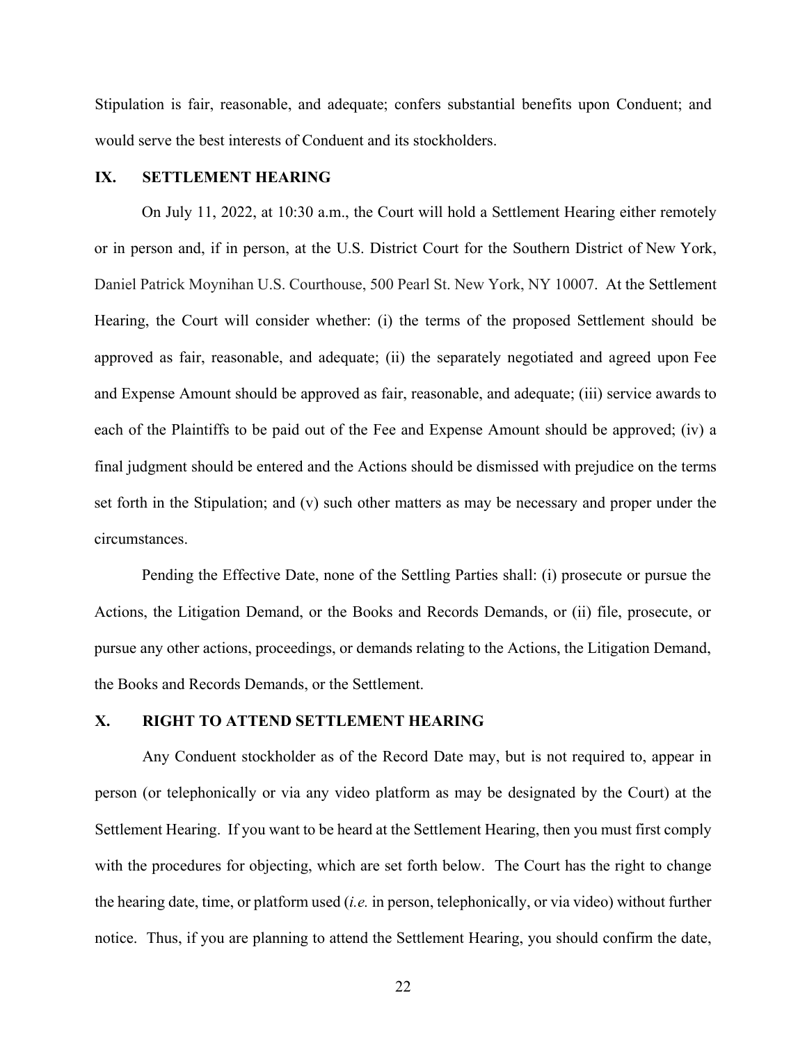Stipulation is fair, reasonable, and adequate; confers substantial benefits upon Conduent; and would serve the best interests of Conduent and its stockholders.

## IX. SETTLEMENT HEARING

On July 11, 2022, at 10:30 a.m., the Court will hold a Settlement Hearing either remotely or in person and, if in person, at the U.S. District Court for the Southern District of New York, Daniel Patrick Moynihan U.S. Courthouse, 500 Pearl St. New York, NY 10007. At the Settlement Hearing, the Court will consider whether: (i) the terms of the proposed Settlement should be approved as fair, reasonable, and adequate; (ii) the separately negotiated and agreed upon Fee and Expense Amount should be approved as fair, reasonable, and adequate; (iii) service awards to each of the Plaintiffs to be paid out of the Fee and Expense Amount should be approved; (iv) a final judgment should be entered and the Actions should be dismissed with prejudice on the terms set forth in the Stipulation; and (v) such other matters as may be necessary and proper under the circumstances.

Pending the Effective Date, none of the Settling Parties shall: (i) prosecute or pursue the Actions, the Litigation Demand, or the Books and Records Demands, or (ii) file, prosecute, or pursue any other actions, proceedings, or demands relating to the Actions, the Litigation Demand, the Books and Records Demands, or the Settlement.

## X. RIGHT TO ATTEND SETTLEMENT HEARING

Any Conduent stockholder as of the Record Date may, but is not required to, appear in person (or telephonically or via any video platform as may be designated by the Court) at the Settlement Hearing. If you want to be heard at the Settlement Hearing, then you must first comply with the procedures for objecting, which are set forth below. The Court has the right to change the hearing date, time, or platform used (*i.e.* in person, telephonically, or via video) without further notice. Thus, if you are planning to attend the Settlement Hearing, you should confirm the date,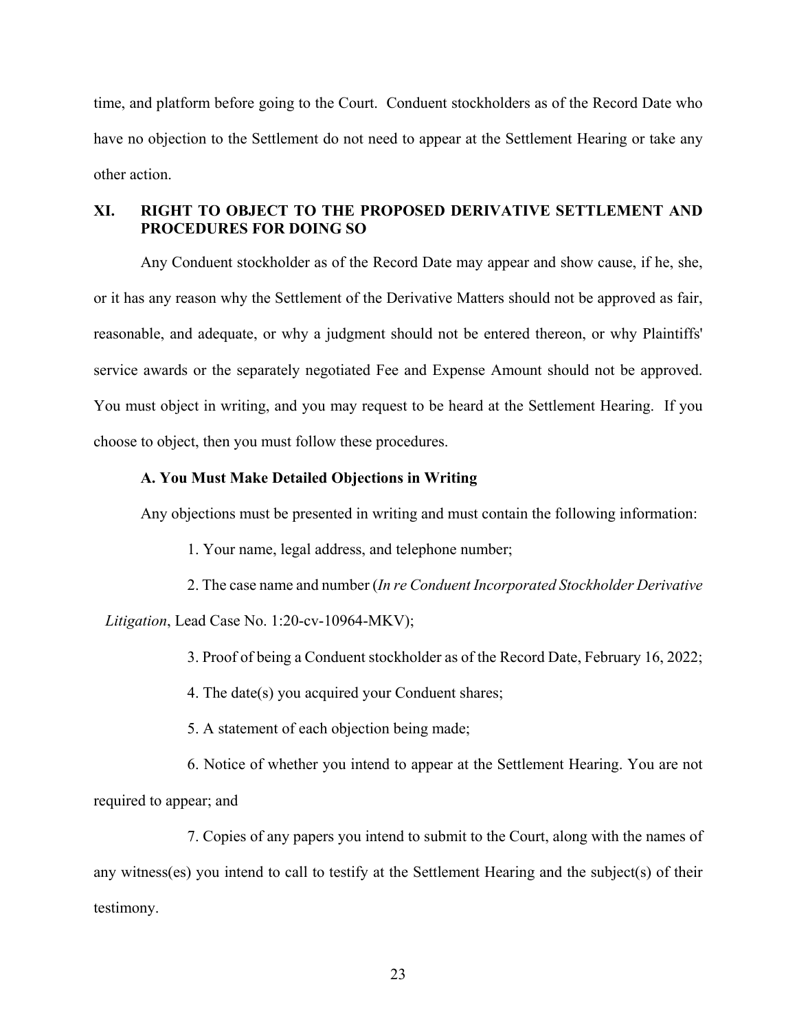time, and platform before going to the Court. Conduent stockholders as of the Record Date who have no objection to the Settlement do not need to appear at the Settlement Hearing or take any other action.

## XI. RIGHT TO OBJECT TO THE PROPOSED DERIVATIVE SETTLEMENT AND PROCEDURES FOR DOING SO

Any Conduent stockholder as of the Record Date may appear and show cause, if he, she, or it has any reason why the Settlement of the Derivative Matters should not be approved as fair, reasonable, and adequate, or why a judgment should not be entered thereon, or why Plaintiffs' service awards or the separately negotiated Fee and Expense Amount should not be approved. You must object in writing, and you may request to be heard at the Settlement Hearing. If you choose to object, then you must follow these procedures.

### A. You Must Make Detailed Objections in Writing

Any objections must be presented in writing and must contain the following information:

1. Your name, legal address, and telephone number;
2. The case name and number (*In re Conduent Incorporated Stockholder Derivative Litigation*, Lead Case No. 1:20-cv-10964-MKV);
3. Proof of being a Conduent stockholder as of the Record Date, February 16, 2022;
4. The date(s) you acquired your Conduent shares;
5. A statement of each objection being made;
6. Notice of whether you intend to appear at the Settlement Hearing. You are not required to appear; and
7. Copies of any papers you intend to submit to the Court, along with the names of any witness(es) you intend to call to testify at the Settlement Hearing and the subject(s) of their testimony.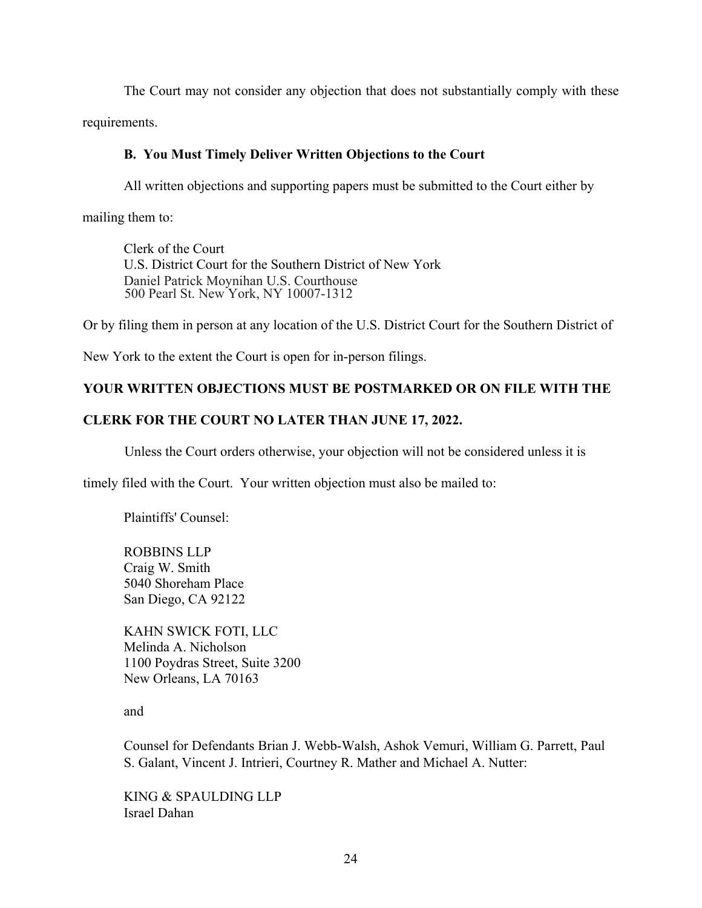The Court may not consider any objection that does not substantially comply with these requirements.

### B. You Must Timely Deliver Written Objections to the Court

All written objections and supporting papers must be submitted to the Court either by mailing them to:

Clerk of the Court
U.S. District Court for the Southern District of New York
Daniel Patrick Moynihan U.S. Courthouse
500 Pearl St. New York, NY 10007-1312

Or by filing them in person at any location of the U.S. District Court for the Southern District of New York to the extent the Court is open for in-person filings.

**YOUR WRITTEN OBJECTIONS MUST BE POSTMARKED OR ON FILE WITH THE CLERK FOR THE COURT NO LATER THAN JUNE 17, 2022.**

Unless the Court orders otherwise, your objection will not be considered unless it is timely filed with the Court. Your written objection must also be mailed to:

Plaintiffs' Counsel:

ROBBINS LLP
Craig W. Smith
5040 Shoreham Place
San Diego, CA 92122

KAHN SWICK FOTI, LLC
Melinda A. Nicholson
1100 Poydras Street, Suite 3200
New Orleans, LA 70163

and

Counsel for Defendants Brian J. Webb-Walsh, Ashok Vemuri, William G. Parrett, Paul S. Galant, Vincent J. Intrieri, Courtney R. Mather and Michael A. Nutter:

KING & SPAULDING LLP
Israel Dahan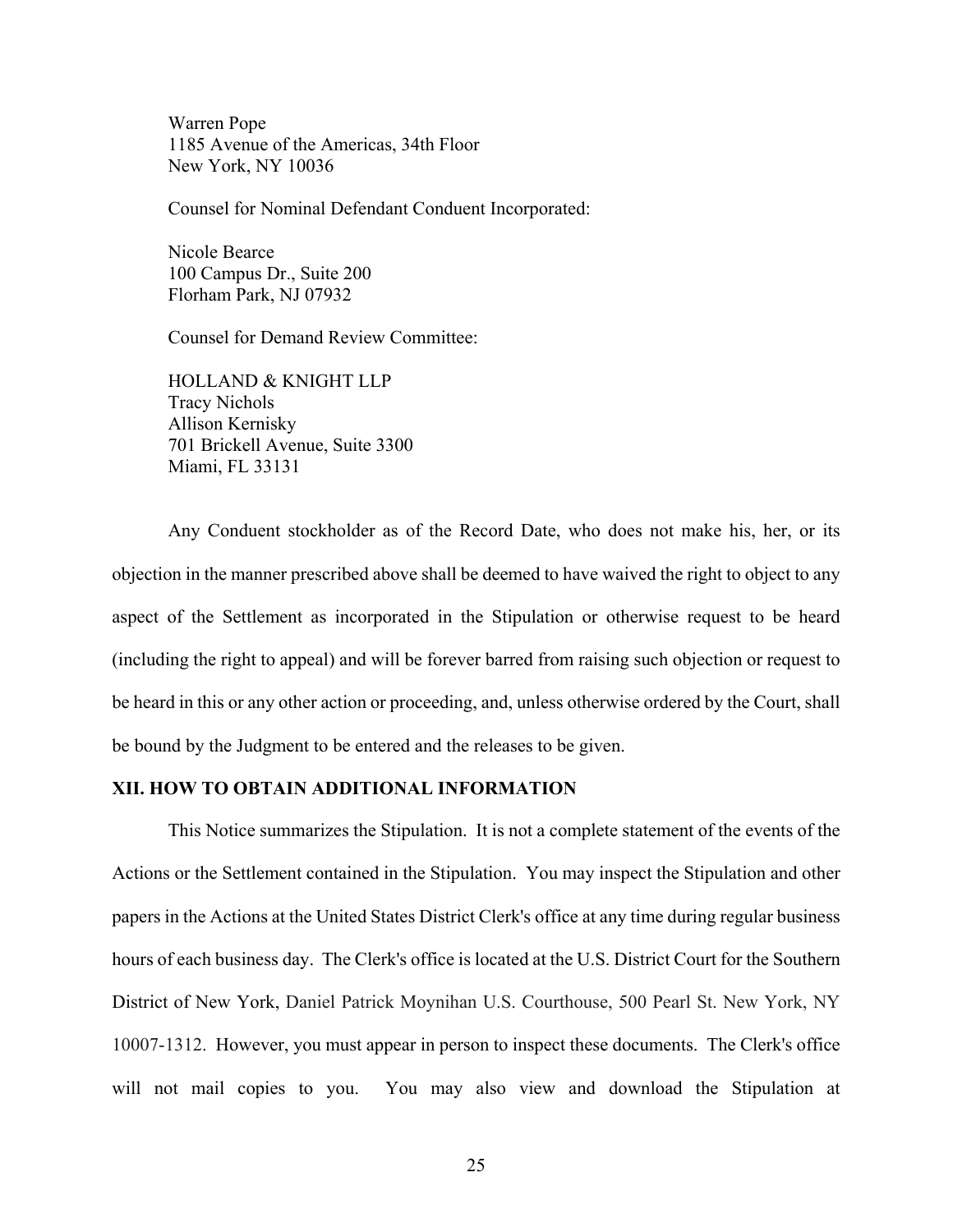Warren Pope
1185 Avenue of the Americas, 34th Floor
New York, NY 10036

Counsel for Nominal Defendant Conduent Incorporated:

Nicole Bearce
100 Campus Dr., Suite 200
Florham Park, NJ 07932

Counsel for Demand Review Committee:

HOLLAND & KNIGHT LLP
Tracy Nichols
Allison Kernisky
701 Brickell Avenue, Suite 3300
Miami, FL 33131

Any Conduent stockholder as of the Record Date, who does not make his, her, or its objection in the manner prescribed above shall be deemed to have waived the right to object to any aspect of the Settlement as incorporated in the Stipulation or otherwise request to be heard (including the right to appeal) and will be forever barred from raising such objection or request to be heard in this or any other action or proceeding, and, unless otherwise ordered by the Court, shall be bound by the Judgment to be entered and the releases to be given.

**XII. HOW TO OBTAIN ADDITIONAL INFORMATION**

This Notice summarizes the Stipulation. It is not a complete statement of the events of the Actions or the Settlement contained in the Stipulation. You may inspect the Stipulation and other papers in the Actions at the United States District Clerk's office at any time during regular business hours of each business day. The Clerk's office is located at the U.S. District Court for the Southern District of New York, Daniel Patrick Moynihan U.S. Courthouse, 500 Pearl St. New York, NY 10007-1312. However, you must appear in person to inspect these documents. The Clerk's office will not mail copies to you. You may also view and download the Stipulation at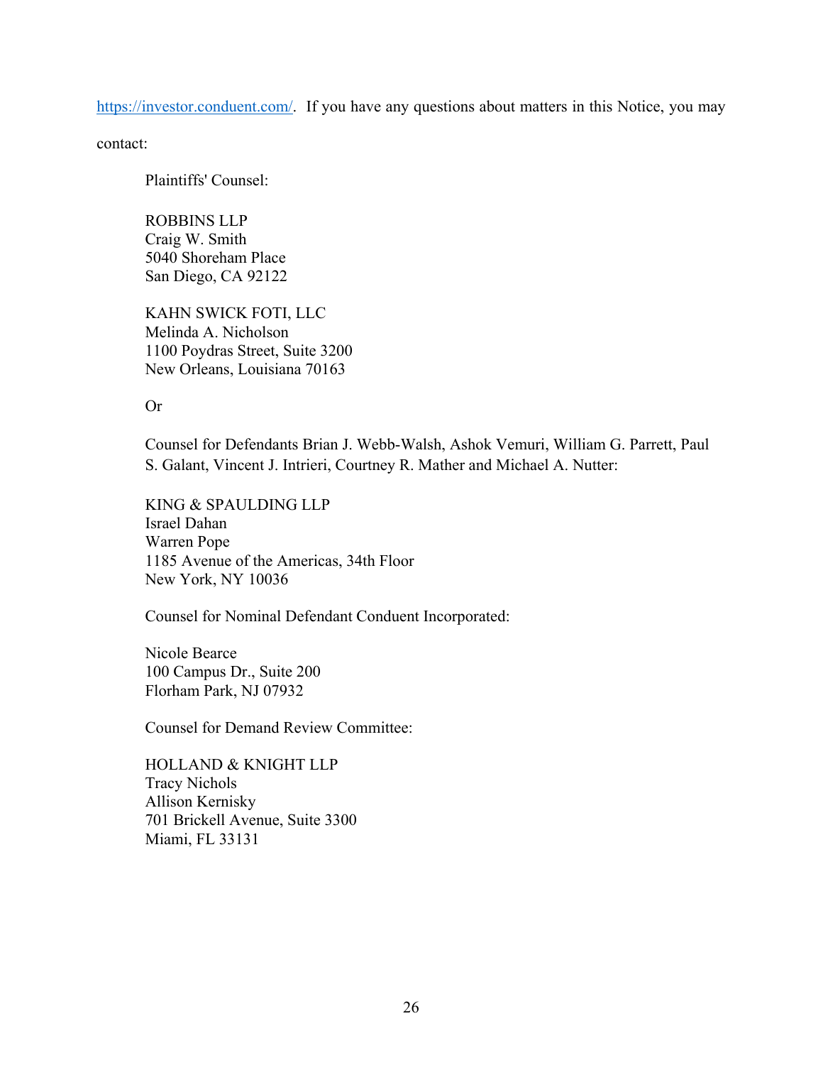https://investor.conduent.com/. If you have any questions about matters in this Notice, you may contact:

Plaintiffs' Counsel:

ROBBINS LLP  
Craig W. Smith  
5040 Shoreham Place  
San Diego, CA 92122

KAHN SWICK FOTI, LLC  
Melinda A. Nicholson  
1100 Poydras Street, Suite 3200  
New Orleans, Louisiana 70163

Or

Counsel for Defendants Brian J. Webb-Walsh, Ashok Vemuri, William G. Parrett, Paul S. Galant, Vincent J. Intrieri, Courtney R. Mather and Michael A. Nutter:

KING & SPAULDING LLP  
Israel Dahan  
Warren Pope  
1185 Avenue of the Americas, 34th Floor  
New York, NY 10036

Counsel for Nominal Defendant Conduent Incorporated:

Nicole Bearce  
100 Campus Dr., Suite 200  
Florham Park, NJ 07932

Counsel for Demand Review Committee:

HOLLAND & KNIGHT LLP  
Tracy Nichols  
Allison Kernisky  
701 Brickell Avenue, Suite 3300  
Miami, FL 33131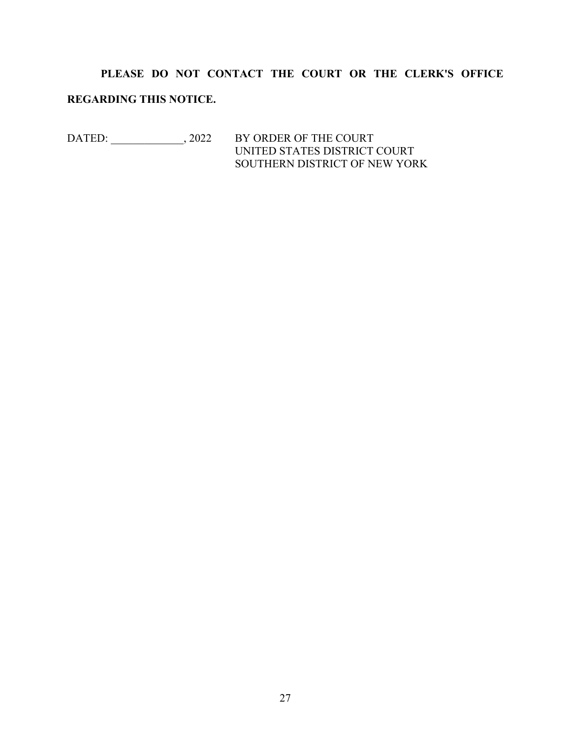**PLEASE DO NOT CONTACT THE COURT OR THE CLERK'S OFFICE REGARDING THIS NOTICE.**

DATED: _____________, 2022

BY ORDER OF THE COURT
UNITED STATES DISTRICT COURT
SOUTHERN DISTRICT OF NEW YORK